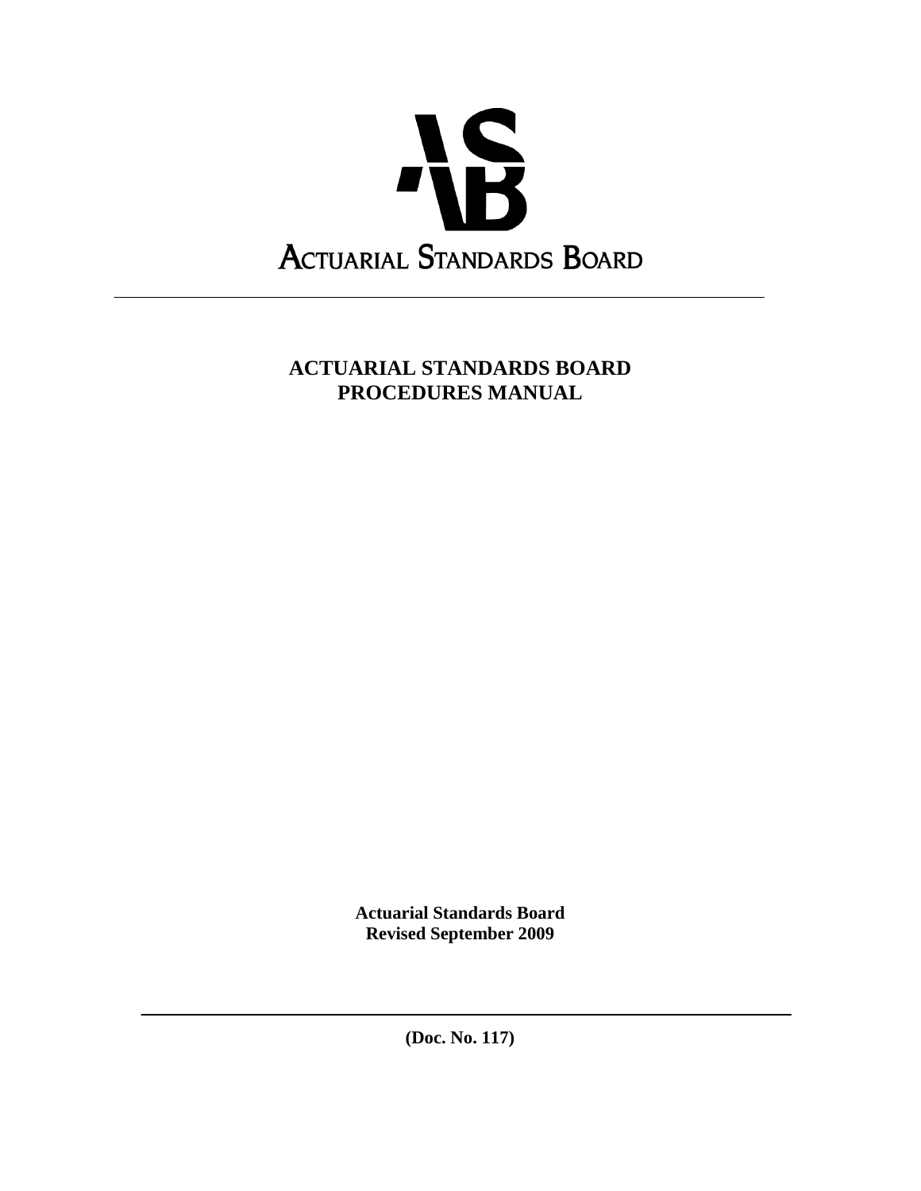ACTUARIAL STANDARDS BOARD

# ACTUARIAL STANDARDS BOARD PROCEDURES MANUAL

**Actuarial Standards Board**
**Revised September 2009**

**(Doc. No. 117)**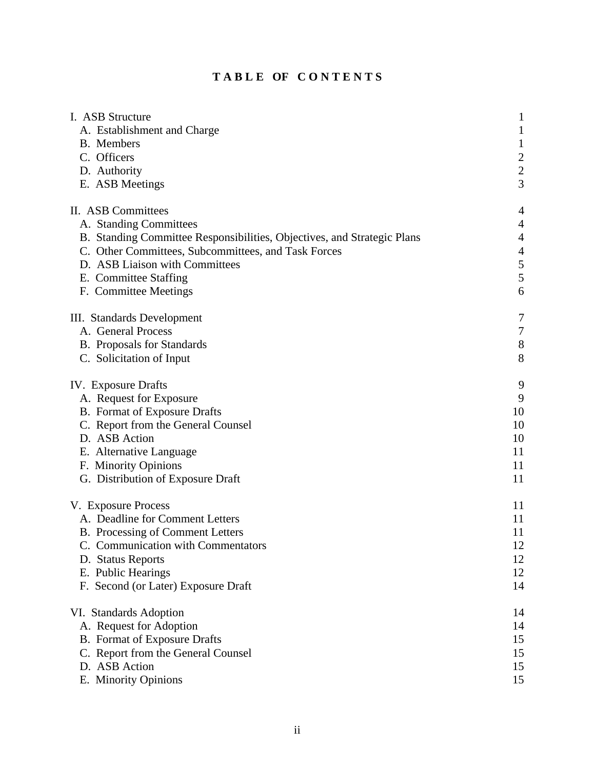# TABLE OF CONTENTS

| | |
|---|---|
| I. ASB Structure | 1 |
| A. Establishment and Charge | 1 |
| B. Members | 1 |
| C. Officers | 2 |
| D. Authority | 2 |
| E. ASB Meetings | 3 |
| | |
| II. ASB Committees | 4 |
| A. Standing Committees | 4 |
| B. Standing Committee Responsibilities, Objectives, and Strategic Plans | 4 |
| C. Other Committees, Subcommittees, and Task Forces | 4 |
| D. ASB Liaison with Committees | 5 |
| E. Committee Staffing | 5 |
| F. Committee Meetings | 6 |
| | |
| III. Standards Development | 7 |
| A. General Process | 7 |
| B. Proposals for Standards | 8 |
| C. Solicitation of Input | 8 |
| | |
| IV. Exposure Drafts | 9 |
| A. Request for Exposure | 9 |
| B. Format of Exposure Drafts | 10 |
| C. Report from the General Counsel | 10 |
| D. ASB Action | 10 |
| E. Alternative Language | 11 |
| F. Minority Opinions | 11 |
| G. Distribution of Exposure Draft | 11 |
| | |
| V. Exposure Process | 11 |
| A. Deadline for Comment Letters | 11 |
| B. Processing of Comment Letters | 11 |
| C. Communication with Commentators | 12 |
| D. Status Reports | 12 |
| E. Public Hearings | 12 |
| F. Second (or Later) Exposure Draft | 14 |
| | |
| VI. Standards Adoption | 14 |
| A. Request for Adoption | 14 |
| B. Format of Exposure Drafts | 15 |
| C. Report from the General Counsel | 15 |
| D. ASB Action | 15 |
| E. Minority Opinions | 15 |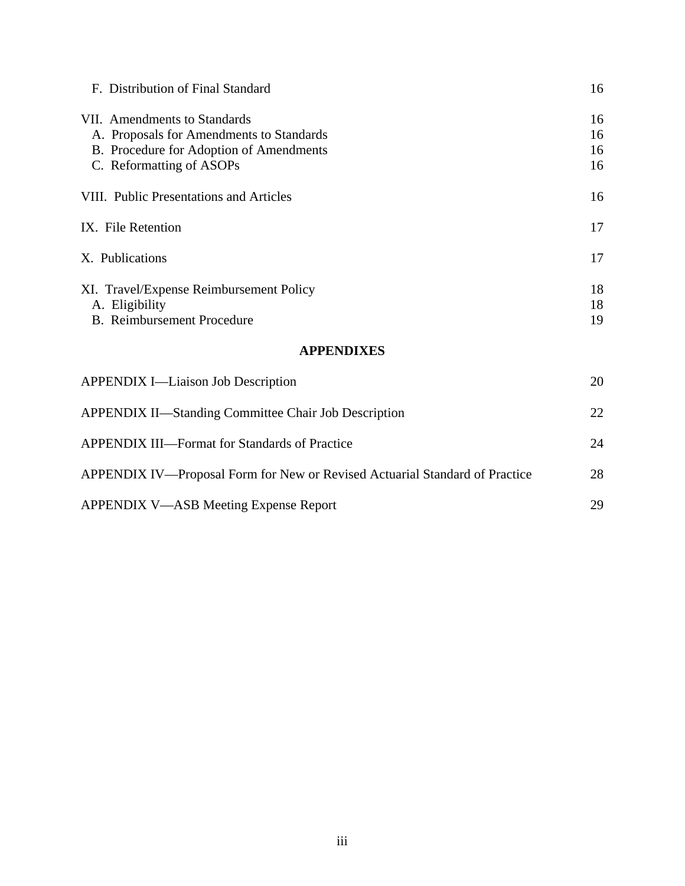| | |
|---|---|
| F. Distribution of Final Standard | 16 |
| VII. Amendments to Standards | 16 |
| A. Proposals for Amendments to Standards | 16 |
| B. Procedure for Adoption of Amendments | 16 |
| C. Reformatting of ASOPs | 16 |
| VIII. Public Presentations and Articles | 16 |
| IX. File Retention | 17 |
| X. Publications | 17 |
| XI. Travel/Expense Reimbursement Policy | 18 |
| A. Eligibility | 18 |
| B. Reimbursement Procedure | 19 |

**APPENDIXES**

| | |
|---|---|
| APPENDIX I—Liaison Job Description | 20 |
| APPENDIX II—Standing Committee Chair Job Description | 22 |
| APPENDIX III—Format for Standards of Practice | 24 |
| APPENDIX IV—Proposal Form for New or Revised Actuarial Standard of Practice | 28 |
| APPENDIX V—ASB Meeting Expense Report | 29 |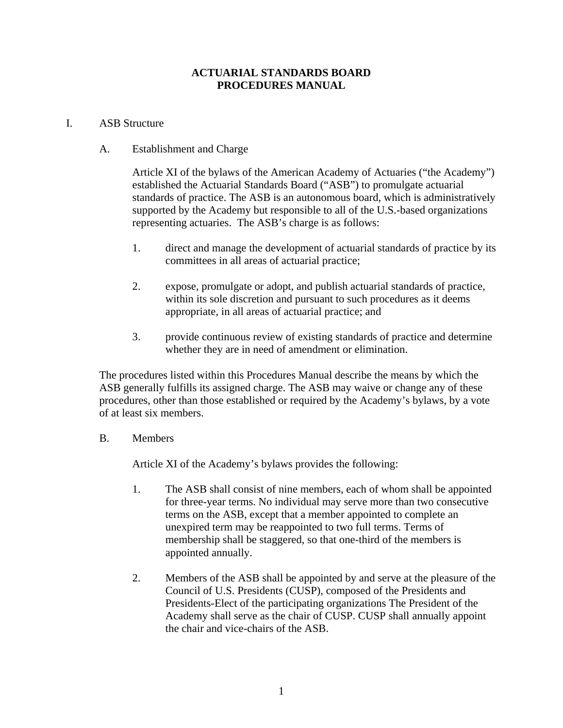# ACTUARIAL STANDARDS BOARD
# PROCEDURES MANUAL

I. ASB Structure

A. Establishment and Charge

Article XI of the bylaws of the American Academy of Actuaries ("the Academy") established the Actuarial Standards Board ("ASB") to promulgate actuarial standards of practice. The ASB is an autonomous board, which is administratively supported by the Academy but responsible to all of the U.S.-based organizations representing actuaries. The ASB's charge is as follows:

1. direct and manage the development of actuarial standards of practice by its committees in all areas of actuarial practice;

2. expose, promulgate or adopt, and publish actuarial standards of practice, within its sole discretion and pursuant to such procedures as it deems appropriate, in all areas of actuarial practice; and

3. provide continuous review of existing standards of practice and determine whether they are in need of amendment or elimination.

The procedures listed within this Procedures Manual describe the means by which the ASB generally fulfills its assigned charge. The ASB may waive or change any of these procedures, other than those established or required by the Academy's bylaws, by a vote of at least six members.

B. Members

Article XI of the Academy's bylaws provides the following:

1. The ASB shall consist of nine members, each of whom shall be appointed for three-year terms. No individual may serve more than two consecutive terms on the ASB, except that a member appointed to complete an unexpired term may be reappointed to two full terms. Terms of membership shall be staggered, so that one-third of the members is appointed annually.

2. Members of the ASB shall be appointed by and serve at the pleasure of the Council of U.S. Presidents (CUSP), composed of the Presidents and Presidents-Elect of the participating organizations The President of the Academy shall serve as the chair of CUSP. CUSP shall annually appoint the chair and vice-chairs of the ASB.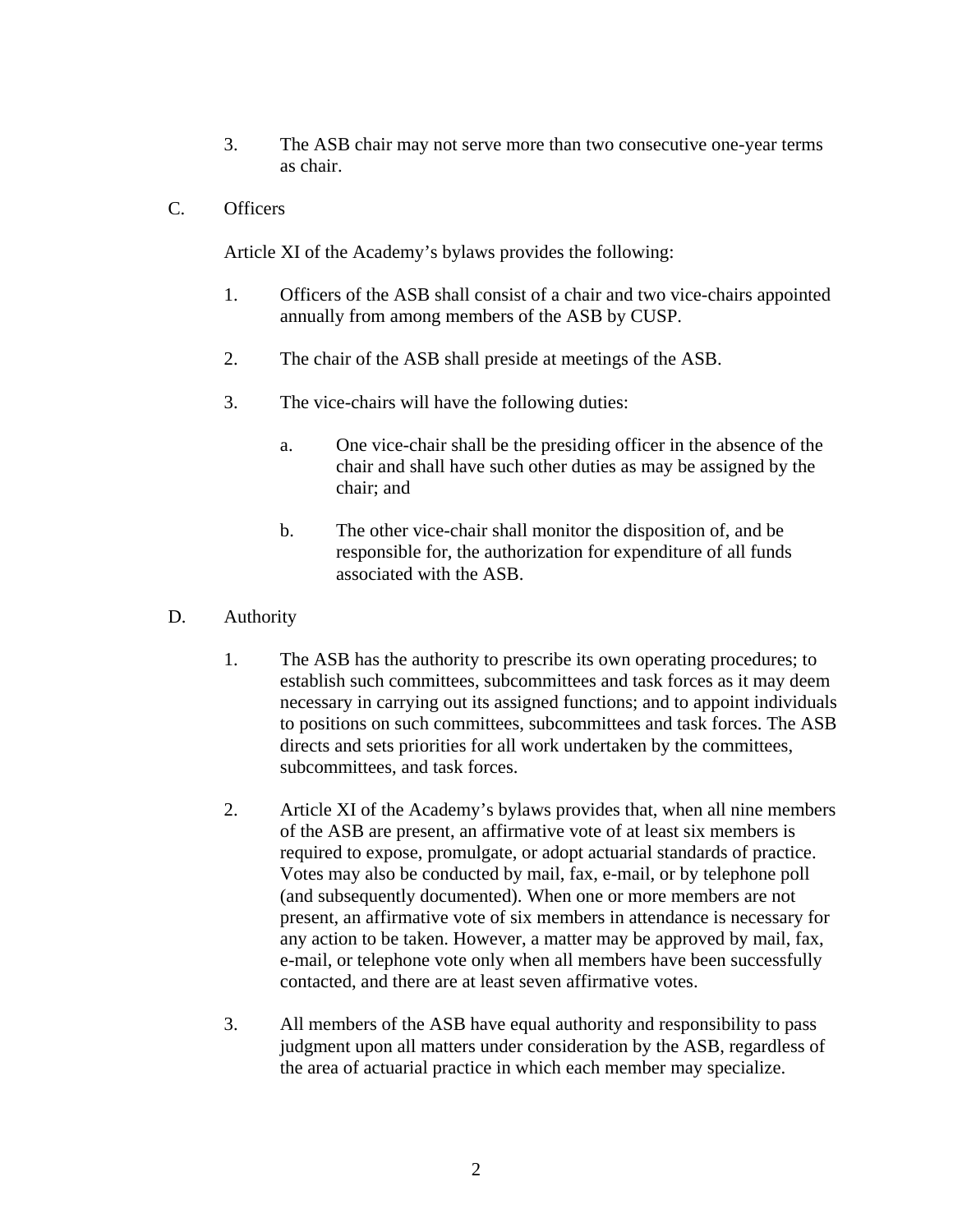3. The ASB chair may not serve more than two consecutive one-year terms as chair.

C. Officers

Article XI of the Academy's bylaws provides the following:

1. Officers of the ASB shall consist of a chair and two vice-chairs appointed annually from among members of the ASB by CUSP.

2. The chair of the ASB shall preside at meetings of the ASB.

3. The vice-chairs will have the following duties:

   a. One vice-chair shall be the presiding officer in the absence of the chair and shall have such other duties as may be assigned by the chair; and

   b. The other vice-chair shall monitor the disposition of, and be responsible for, the authorization for expenditure of all funds associated with the ASB.

D. Authority

1. The ASB has the authority to prescribe its own operating procedures; to establish such committees, subcommittees and task forces as it may deem necessary in carrying out its assigned functions; and to appoint individuals to positions on such committees, subcommittees and task forces. The ASB directs and sets priorities for all work undertaken by the committees, subcommittees, and task forces.

2. Article XI of the Academy's bylaws provides that, when all nine members of the ASB are present, an affirmative vote of at least six members is required to expose, promulgate, or adopt actuarial standards of practice. Votes may also be conducted by mail, fax, e-mail, or by telephone poll (and subsequently documented). When one or more members are not present, an affirmative vote of six members in attendance is necessary for any action to be taken. However, a matter may be approved by mail, fax, e-mail, or telephone vote only when all members have been successfully contacted, and there are at least seven affirmative votes.

3. All members of the ASB have equal authority and responsibility to pass judgment upon all matters under consideration by the ASB, regardless of the area of actuarial practice in which each member may specialize.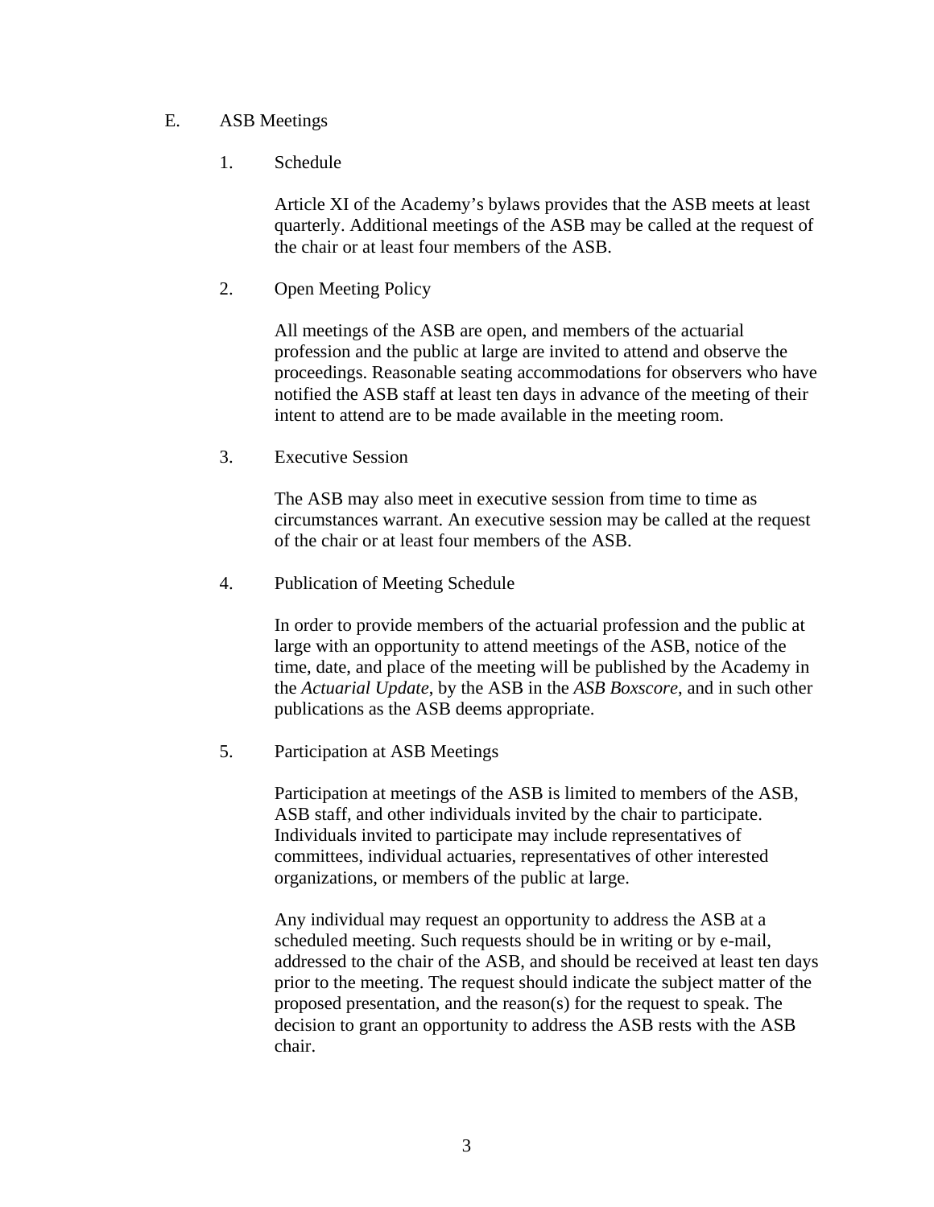## E. ASB Meetings

### 1. Schedule

Article XI of the Academy's bylaws provides that the ASB meets at least quarterly. Additional meetings of the ASB may be called at the request of the chair or at least four members of the ASB.

### 2. Open Meeting Policy

All meetings of the ASB are open, and members of the actuarial profession and the public at large are invited to attend and observe the proceedings. Reasonable seating accommodations for observers who have notified the ASB staff at least ten days in advance of the meeting of their intent to attend are to be made available in the meeting room.

### 3. Executive Session

The ASB may also meet in executive session from time to time as circumstances warrant. An executive session may be called at the request of the chair or at least four members of the ASB.

### 4. Publication of Meeting Schedule

In order to provide members of the actuarial profession and the public at large with an opportunity to attend meetings of the ASB, notice of the time, date, and place of the meeting will be published by the Academy in the *Actuarial Update*, by the ASB in the *ASB Boxscore*, and in such other publications as the ASB deems appropriate.

### 5. Participation at ASB Meetings

Participation at meetings of the ASB is limited to members of the ASB, ASB staff, and other individuals invited by the chair to participate. Individuals invited to participate may include representatives of committees, individual actuaries, representatives of other interested organizations, or members of the public at large.

Any individual may request an opportunity to address the ASB at a scheduled meeting. Such requests should be in writing or by e-mail, addressed to the chair of the ASB, and should be received at least ten days prior to the meeting. The request should indicate the subject matter of the proposed presentation, and the reason(s) for the request to speak. The decision to grant an opportunity to address the ASB rests with the ASB chair.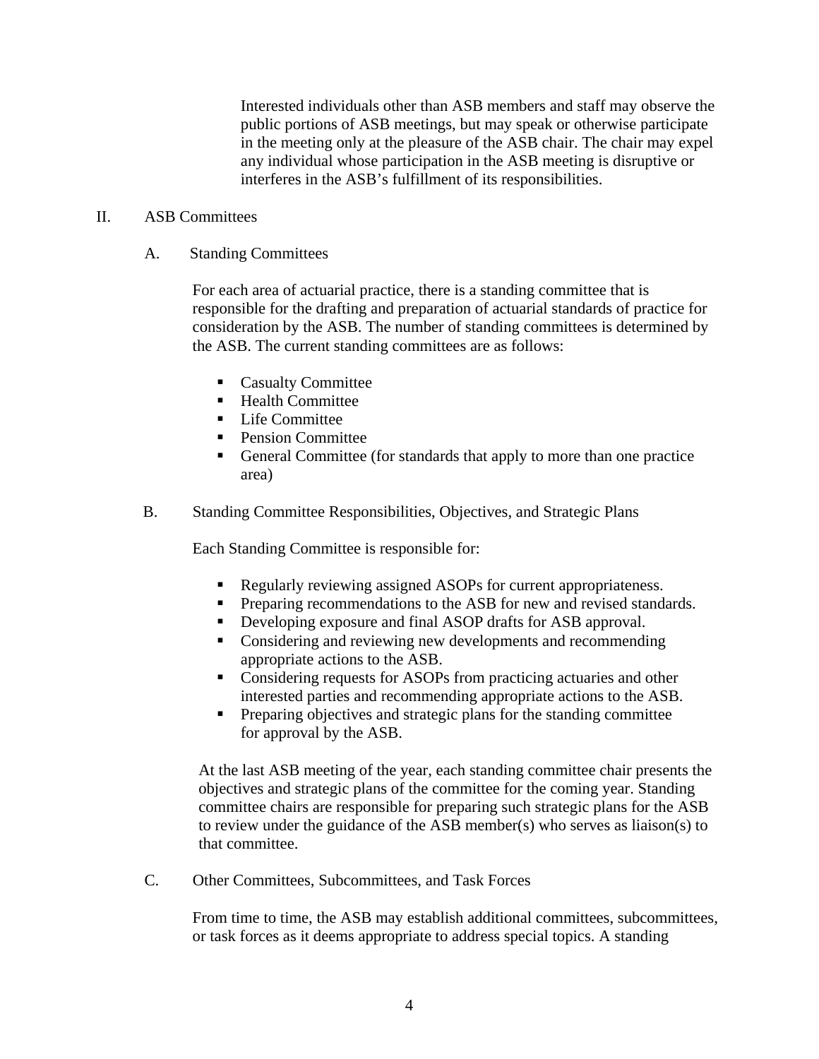Interested individuals other than ASB members and staff may observe the public portions of ASB meetings, but may speak or otherwise participate in the meeting only at the pleasure of the ASB chair. The chair may expel any individual whose participation in the ASB meeting is disruptive or interferes in the ASB's fulfillment of its responsibilities.

## II. ASB Committees

### A. Standing Committees

For each area of actuarial practice, there is a standing committee that is responsible for the drafting and preparation of actuarial standards of practice for consideration by the ASB. The number of standing committees is determined by the ASB. The current standing committees are as follows:

- Casualty Committee
- Health Committee
- Life Committee
- Pension Committee
- General Committee (for standards that apply to more than one practice area)

### B. Standing Committee Responsibilities, Objectives, and Strategic Plans

Each Standing Committee is responsible for:

- Regularly reviewing assigned ASOPs for current appropriateness.
- Preparing recommendations to the ASB for new and revised standards.
- Developing exposure and final ASOP drafts for ASB approval.
- Considering and reviewing new developments and recommending appropriate actions to the ASB.
- Considering requests for ASOPs from practicing actuaries and other interested parties and recommending appropriate actions to the ASB.
- Preparing objectives and strategic plans for the standing committee for approval by the ASB.

At the last ASB meeting of the year, each standing committee chair presents the objectives and strategic plans of the committee for the coming year. Standing committee chairs are responsible for preparing such strategic plans for the ASB to review under the guidance of the ASB member(s) who serves as liaison(s) to that committee.

### C. Other Committees, Subcommittees, and Task Forces

From time to time, the ASB may establish additional committees, subcommittees, or task forces as it deems appropriate to address special topics. A standing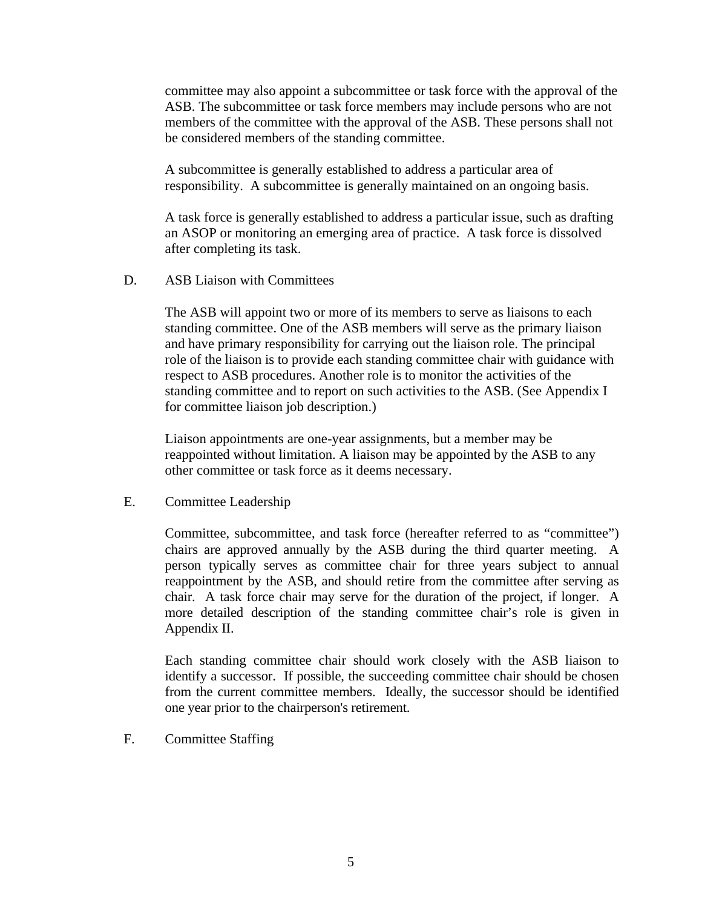committee may also appoint a subcommittee or task force with the approval of the ASB. The subcommittee or task force members may include persons who are not members of the committee with the approval of the ASB. These persons shall not be considered members of the standing committee.

A subcommittee is generally established to address a particular area of responsibility. A subcommittee is generally maintained on an ongoing basis.

A task force is generally established to address a particular issue, such as drafting an ASOP or monitoring an emerging area of practice. A task force is dissolved after completing its task.

D. ASB Liaison with Committees

The ASB will appoint two or more of its members to serve as liaisons to each standing committee. One of the ASB members will serve as the primary liaison and have primary responsibility for carrying out the liaison role. The principal role of the liaison is to provide each standing committee chair with guidance with respect to ASB procedures. Another role is to monitor the activities of the standing committee and to report on such activities to the ASB. (See Appendix I for committee liaison job description.)

Liaison appointments are one-year assignments, but a member may be reappointed without limitation. A liaison may be appointed by the ASB to any other committee or task force as it deems necessary.

E. Committee Leadership

Committee, subcommittee, and task force (hereafter referred to as "committee") chairs are approved annually by the ASB during the third quarter meeting. A person typically serves as committee chair for three years subject to annual reappointment by the ASB, and should retire from the committee after serving as chair. A task force chair may serve for the duration of the project, if longer. A more detailed description of the standing committee chair's role is given in Appendix II.

Each standing committee chair should work closely with the ASB liaison to identify a successor. If possible, the succeeding committee chair should be chosen from the current committee members. Ideally, the successor should be identified one year prior to the chairperson's retirement.

F. Committee Staffing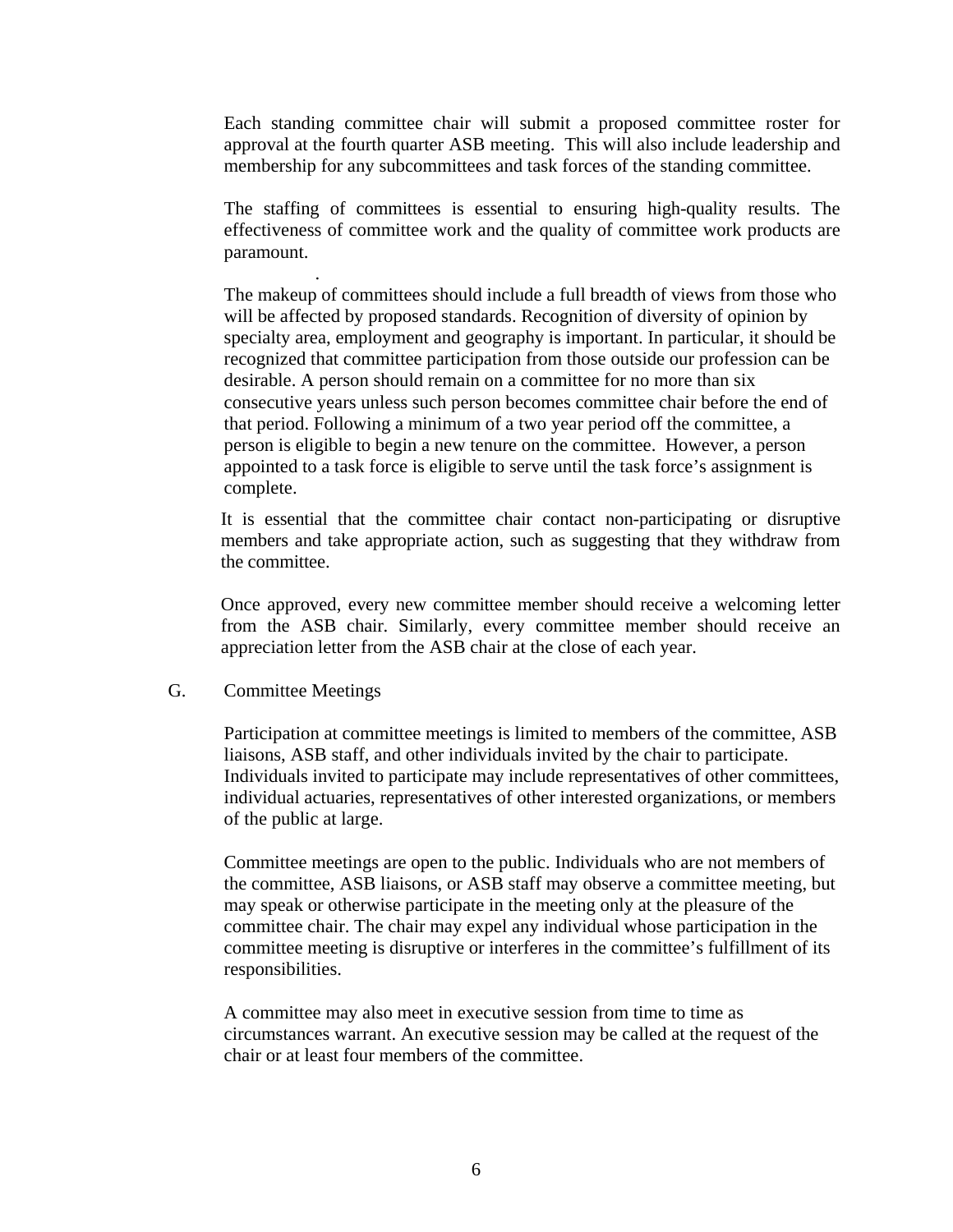Each standing committee chair will submit a proposed committee roster for approval at the fourth quarter ASB meeting. This will also include leadership and membership for any subcommittees and task forces of the standing committee.

The staffing of committees is essential to ensuring high-quality results. The effectiveness of committee work and the quality of committee work products are paramount.

.

The makeup of committees should include a full breadth of views from those who will be affected by proposed standards. Recognition of diversity of opinion by specialty area, employment and geography is important. In particular, it should be recognized that committee participation from those outside our profession can be desirable. A person should remain on a committee for no more than six consecutive years unless such person becomes committee chair before the end of that period. Following a minimum of a two year period off the committee, a person is eligible to begin a new tenure on the committee. However, a person appointed to a task force is eligible to serve until the task force's assignment is complete.

It is essential that the committee chair contact non-participating or disruptive members and take appropriate action, such as suggesting that they withdraw from the committee.

Once approved, every new committee member should receive a welcoming letter from the ASB chair. Similarly, every committee member should receive an appreciation letter from the ASB chair at the close of each year.

G. Committee Meetings

Participation at committee meetings is limited to members of the committee, ASB liaisons, ASB staff, and other individuals invited by the chair to participate. Individuals invited to participate may include representatives of other committees, individual actuaries, representatives of other interested organizations, or members of the public at large.

Committee meetings are open to the public. Individuals who are not members of the committee, ASB liaisons, or ASB staff may observe a committee meeting, but may speak or otherwise participate in the meeting only at the pleasure of the committee chair. The chair may expel any individual whose participation in the committee meeting is disruptive or interferes in the committee's fulfillment of its responsibilities.

A committee may also meet in executive session from time to time as circumstances warrant. An executive session may be called at the request of the chair or at least four members of the committee.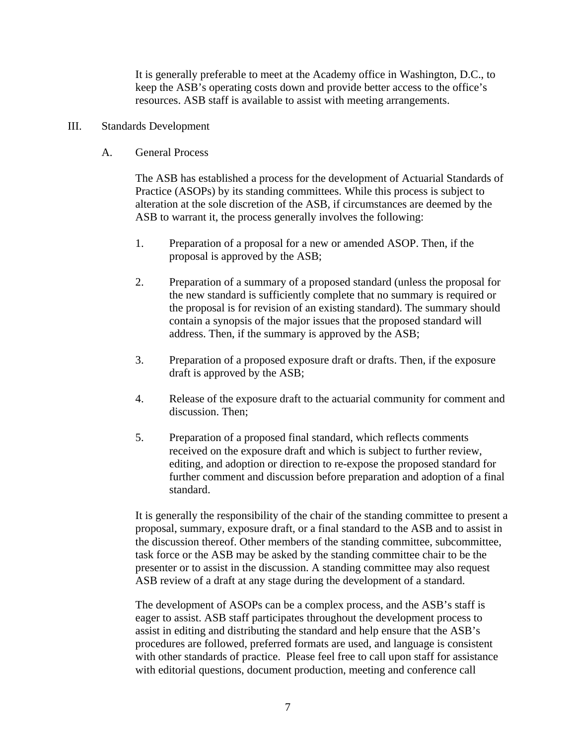It is generally preferable to meet at the Academy office in Washington, D.C., to keep the ASB's operating costs down and provide better access to the office's resources. ASB staff is available to assist with meeting arrangements.

## III. Standards Development

### A. General Process

The ASB has established a process for the development of Actuarial Standards of Practice (ASOPs) by its standing committees. While this process is subject to alteration at the sole discretion of the ASB, if circumstances are deemed by the ASB to warrant it, the process generally involves the following:

1. Preparation of a proposal for a new or amended ASOP. Then, if the proposal is approved by the ASB;

2. Preparation of a summary of a proposed standard (unless the proposal for the new standard is sufficiently complete that no summary is required or the proposal is for revision of an existing standard). The summary should contain a synopsis of the major issues that the proposed standard will address. Then, if the summary is approved by the ASB;

3. Preparation of a proposed exposure draft or drafts. Then, if the exposure draft is approved by the ASB;

4. Release of the exposure draft to the actuarial community for comment and discussion. Then;

5. Preparation of a proposed final standard, which reflects comments received on the exposure draft and which is subject to further review, editing, and adoption or direction to re-expose the proposed standard for further comment and discussion before preparation and adoption of a final standard.

It is generally the responsibility of the chair of the standing committee to present a proposal, summary, exposure draft, or a final standard to the ASB and to assist in the discussion thereof. Other members of the standing committee, subcommittee, task force or the ASB may be asked by the standing committee chair to be the presenter or to assist in the discussion. A standing committee may also request ASB review of a draft at any stage during the development of a standard.

The development of ASOPs can be a complex process, and the ASB's staff is eager to assist. ASB staff participates throughout the development process to assist in editing and distributing the standard and help ensure that the ASB's procedures are followed, preferred formats are used, and language is consistent with other standards of practice. Please feel free to call upon staff for assistance with editorial questions, document production, meeting and conference call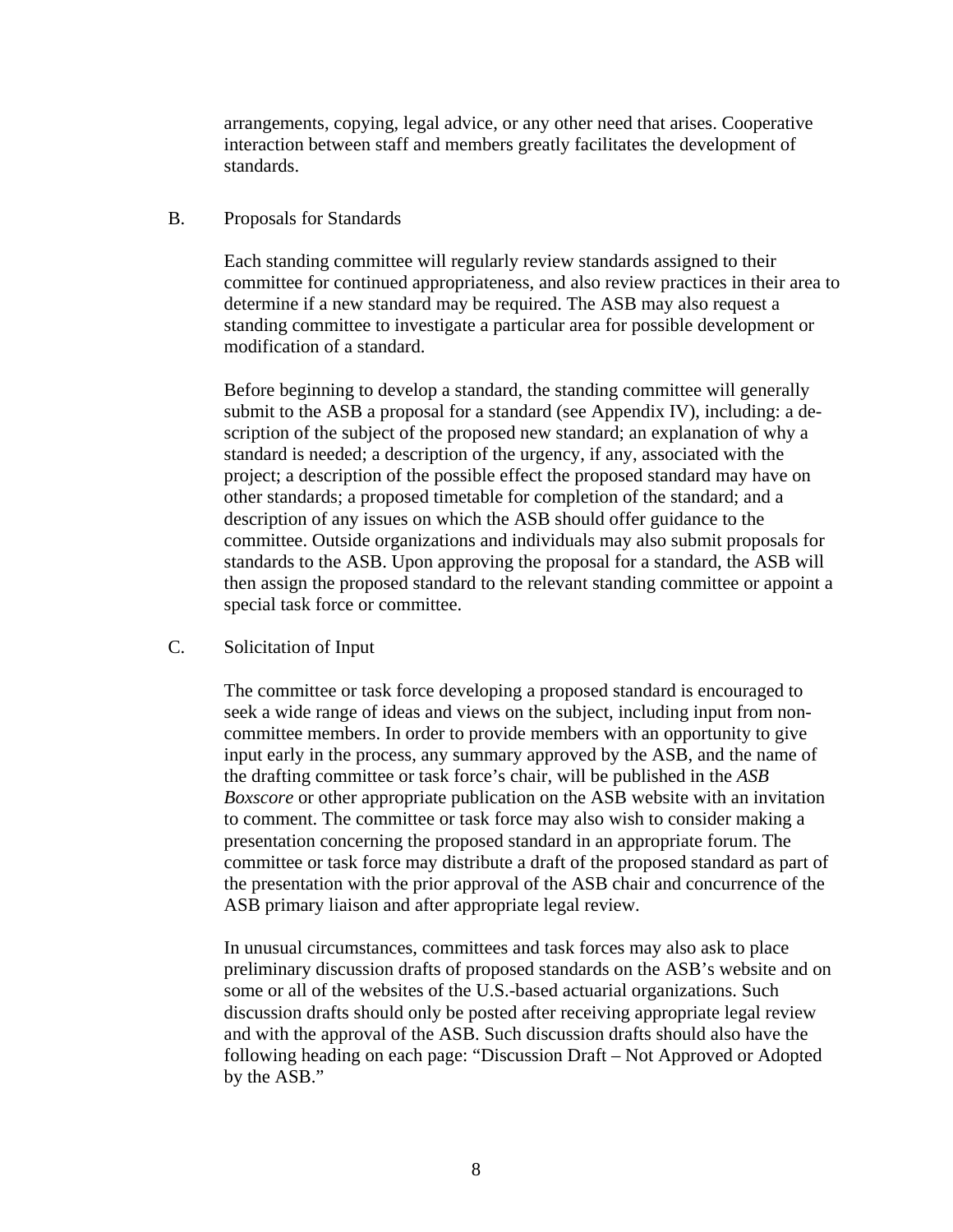arrangements, copying, legal advice, or any other need that arises. Cooperative interaction between staff and members greatly facilitates the development of standards.

### B. Proposals for Standards

Each standing committee will regularly review standards assigned to their committee for continued appropriateness, and also review practices in their area to determine if a new standard may be required. The ASB may also request a standing committee to investigate a particular area for possible development or modification of a standard.

Before beginning to develop a standard, the standing committee will generally submit to the ASB a proposal for a standard (see Appendix IV), including: a description of the subject of the proposed new standard; an explanation of why a standard is needed; a description of the urgency, if any, associated with the project; a description of the possible effect the proposed standard may have on other standards; a proposed timetable for completion of the standard; and a description of any issues on which the ASB should offer guidance to the committee. Outside organizations and individuals may also submit proposals for standards to the ASB. Upon approving the proposal for a standard, the ASB will then assign the proposed standard to the relevant standing committee or appoint a special task force or committee.

### C. Solicitation of Input

The committee or task force developing a proposed standard is encouraged to seek a wide range of ideas and views on the subject, including input from non-committee members. In order to provide members with an opportunity to give input early in the process, any summary approved by the ASB, and the name of the drafting committee or task force's chair, will be published in the *ASB Boxscore* or other appropriate publication on the ASB website with an invitation to comment. The committee or task force may also wish to consider making a presentation concerning the proposed standard in an appropriate forum. The committee or task force may distribute a draft of the proposed standard as part of the presentation with the prior approval of the ASB chair and concurrence of the ASB primary liaison and after appropriate legal review.

In unusual circumstances, committees and task forces may also ask to place preliminary discussion drafts of proposed standards on the ASB's website and on some or all of the websites of the U.S.-based actuarial organizations. Such discussion drafts should only be posted after receiving appropriate legal review and with the approval of the ASB. Such discussion drafts should also have the following heading on each page: "Discussion Draft – Not Approved or Adopted by the ASB."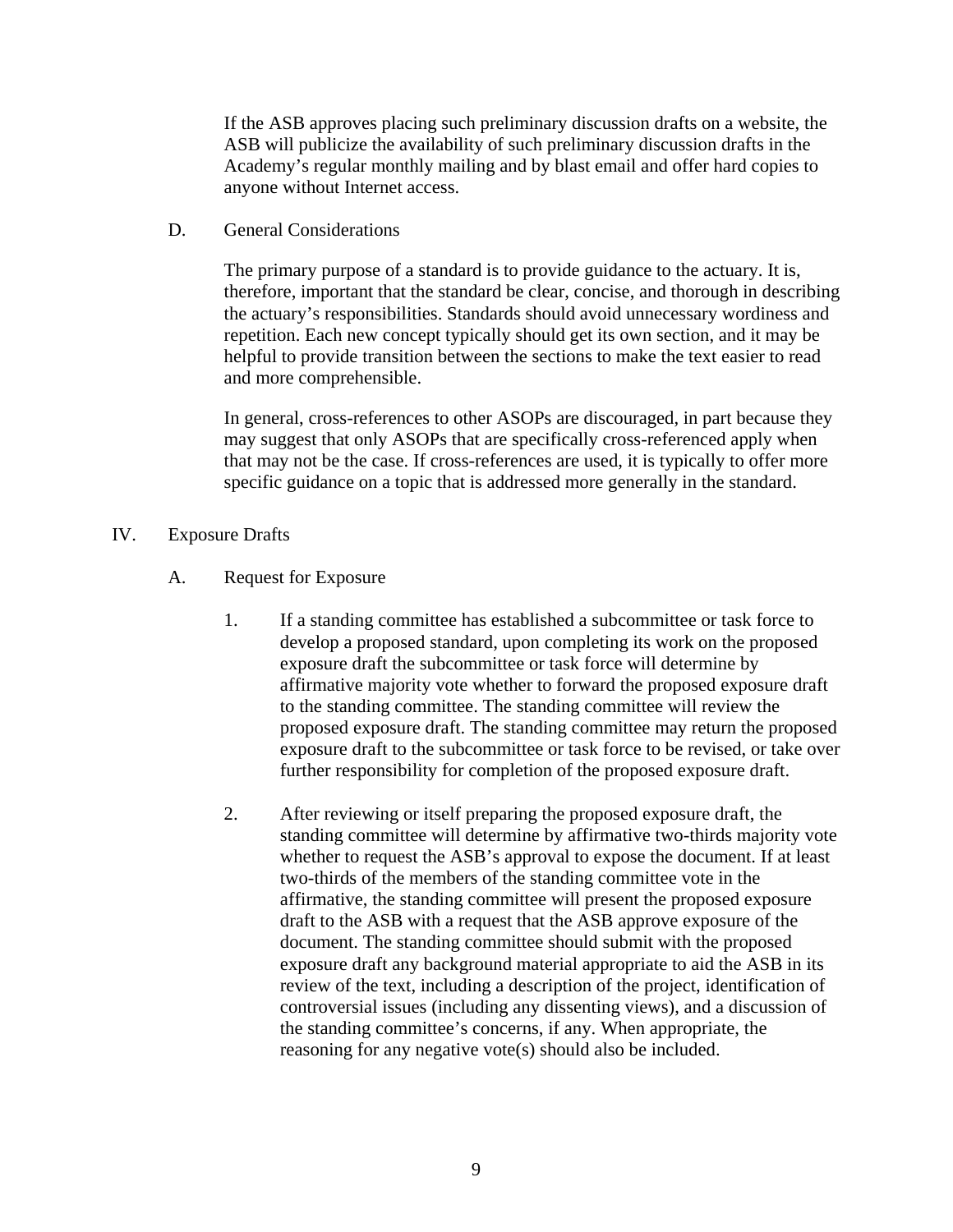If the ASB approves placing such preliminary discussion drafts on a website, the ASB will publicize the availability of such preliminary discussion drafts in the Academy's regular monthly mailing and by blast email and offer hard copies to anyone without Internet access.

### D. General Considerations

The primary purpose of a standard is to provide guidance to the actuary. It is, therefore, important that the standard be clear, concise, and thorough in describing the actuary's responsibilities. Standards should avoid unnecessary wordiness and repetition. Each new concept typically should get its own section, and it may be helpful to provide transition between the sections to make the text easier to read and more comprehensible.

In general, cross-references to other ASOPs are discouraged, in part because they may suggest that only ASOPs that are specifically cross-referenced apply when that may not be the case. If cross-references are used, it is typically to offer more specific guidance on a topic that is addressed more generally in the standard.

## IV. Exposure Drafts

### A. Request for Exposure

1. If a standing committee has established a subcommittee or task force to develop a proposed standard, upon completing its work on the proposed exposure draft the subcommittee or task force will determine by affirmative majority vote whether to forward the proposed exposure draft to the standing committee. The standing committee will review the proposed exposure draft. The standing committee may return the proposed exposure draft to the subcommittee or task force to be revised, or take over further responsibility for completion of the proposed exposure draft.

2. After reviewing or itself preparing the proposed exposure draft, the standing committee will determine by affirmative two-thirds majority vote whether to request the ASB's approval to expose the document. If at least two-thirds of the members of the standing committee vote in the affirmative, the standing committee will present the proposed exposure draft to the ASB with a request that the ASB approve exposure of the document. The standing committee should submit with the proposed exposure draft any background material appropriate to aid the ASB in its review of the text, including a description of the project, identification of controversial issues (including any dissenting views), and a discussion of the standing committee's concerns, if any. When appropriate, the reasoning for any negative vote(s) should also be included.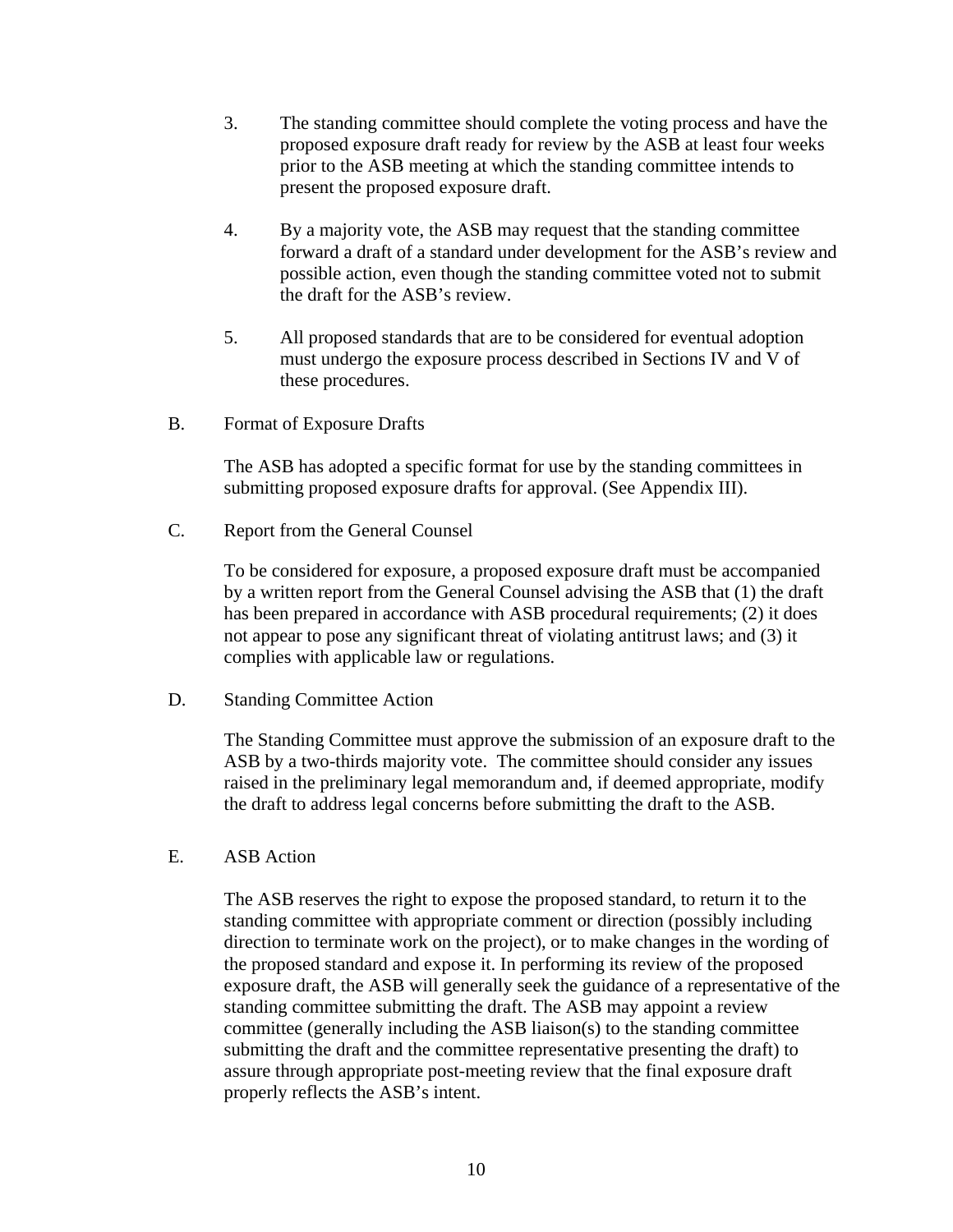3. The standing committee should complete the voting process and have the proposed exposure draft ready for review by the ASB at least four weeks prior to the ASB meeting at which the standing committee intends to present the proposed exposure draft.

4. By a majority vote, the ASB may request that the standing committee forward a draft of a standard under development for the ASB's review and possible action, even though the standing committee voted not to submit the draft for the ASB's review.

5. All proposed standards that are to be considered for eventual adoption must undergo the exposure process described in Sections IV and V of these procedures.

B. Format of Exposure Drafts

The ASB has adopted a specific format for use by the standing committees in submitting proposed exposure drafts for approval. (See Appendix III).

C. Report from the General Counsel

To be considered for exposure, a proposed exposure draft must be accompanied by a written report from the General Counsel advising the ASB that (1) the draft has been prepared in accordance with ASB procedural requirements; (2) it does not appear to pose any significant threat of violating antitrust laws; and (3) it complies with applicable law or regulations.

D. Standing Committee Action

The Standing Committee must approve the submission of an exposure draft to the ASB by a two-thirds majority vote. The committee should consider any issues raised in the preliminary legal memorandum and, if deemed appropriate, modify the draft to address legal concerns before submitting the draft to the ASB.

E. ASB Action

The ASB reserves the right to expose the proposed standard, to return it to the standing committee with appropriate comment or direction (possibly including direction to terminate work on the project), or to make changes in the wording of the proposed standard and expose it. In performing its review of the proposed exposure draft, the ASB will generally seek the guidance of a representative of the standing committee submitting the draft. The ASB may appoint a review committee (generally including the ASB liaison(s) to the standing committee submitting the draft and the committee representative presenting the draft) to assure through appropriate post-meeting review that the final exposure draft properly reflects the ASB's intent.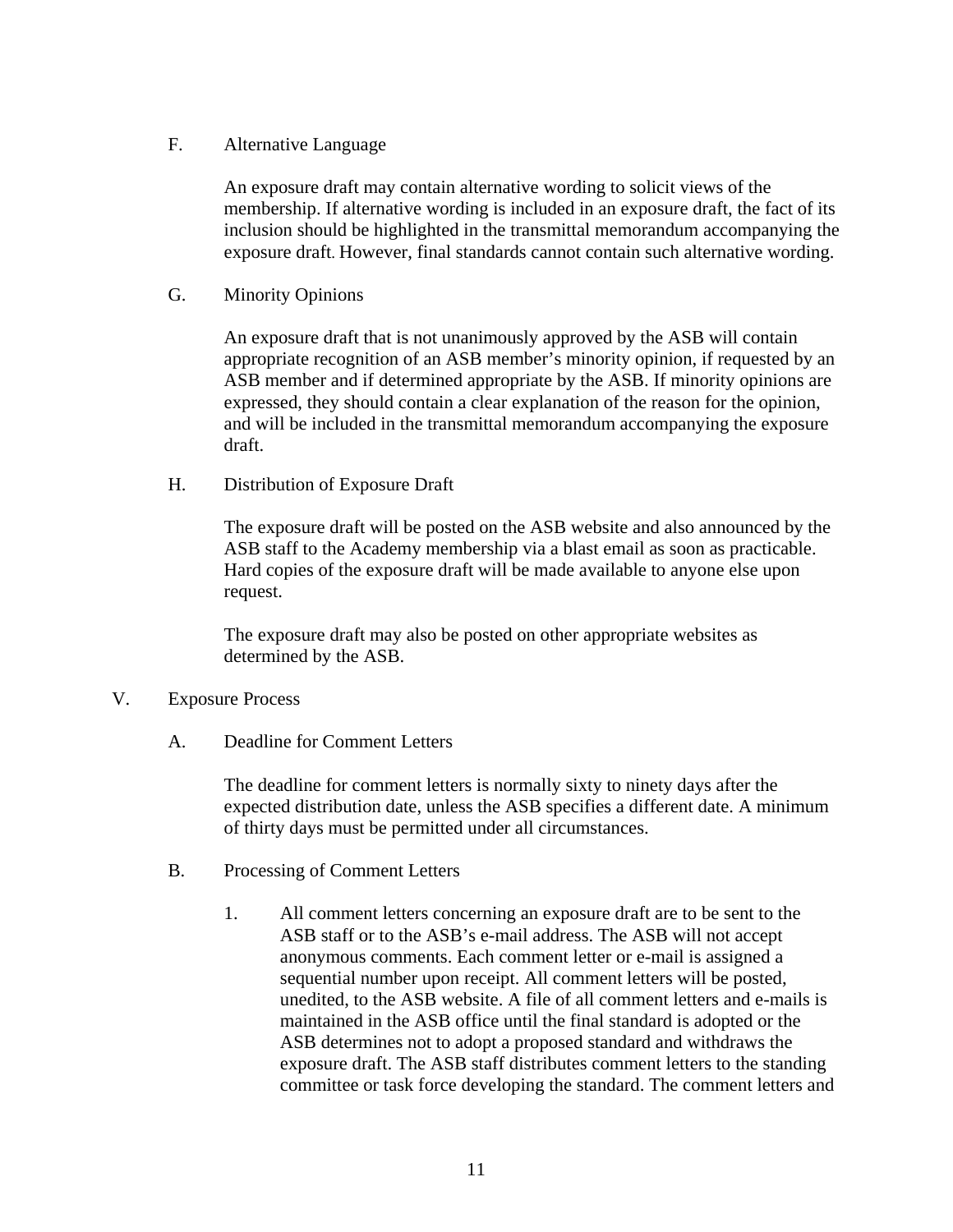F. Alternative Language

An exposure draft may contain alternative wording to solicit views of the membership. If alternative wording is included in an exposure draft, the fact of its inclusion should be highlighted in the transmittal memorandum accompanying the exposure draft. However, final standards cannot contain such alternative wording.

G. Minority Opinions

An exposure draft that is not unanimously approved by the ASB will contain appropriate recognition of an ASB member's minority opinion, if requested by an ASB member and if determined appropriate by the ASB. If minority opinions are expressed, they should contain a clear explanation of the reason for the opinion, and will be included in the transmittal memorandum accompanying the exposure draft.

H. Distribution of Exposure Draft

The exposure draft will be posted on the ASB website and also announced by the ASB staff to the Academy membership via a blast email as soon as practicable. Hard copies of the exposure draft will be made available to anyone else upon request.

The exposure draft may also be posted on other appropriate websites as determined by the ASB.

V. Exposure Process

A. Deadline for Comment Letters

The deadline for comment letters is normally sixty to ninety days after the expected distribution date, unless the ASB specifies a different date. A minimum of thirty days must be permitted under all circumstances.

B. Processing of Comment Letters

1. All comment letters concerning an exposure draft are to be sent to the ASB staff or to the ASB's e-mail address. The ASB will not accept anonymous comments. Each comment letter or e-mail is assigned a sequential number upon receipt. All comment letters will be posted, unedited, to the ASB website. A file of all comment letters and e-mails is maintained in the ASB office until the final standard is adopted or the ASB determines not to adopt a proposed standard and withdraws the exposure draft. The ASB staff distributes comment letters to the standing committee or task force developing the standard. The comment letters and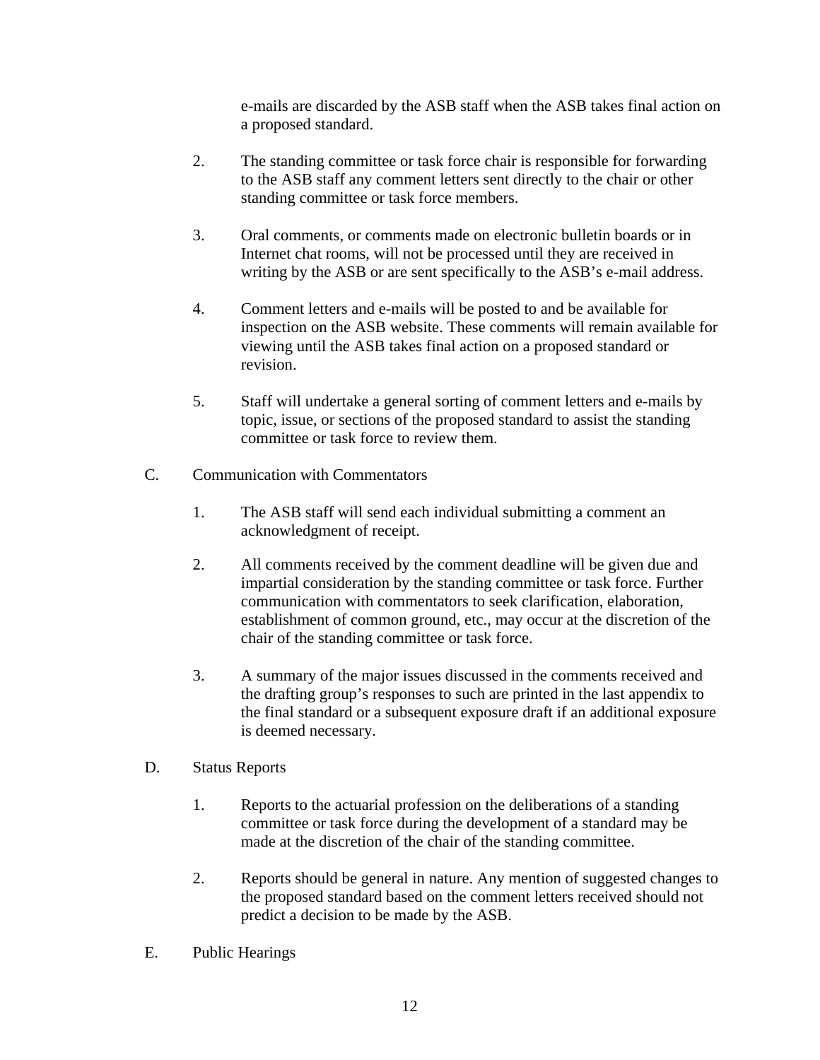e-mails are discarded by the ASB staff when the ASB takes final action on a proposed standard.

2. The standing committee or task force chair is responsible for forwarding to the ASB staff any comment letters sent directly to the chair or other standing committee or task force members.

3. Oral comments, or comments made on electronic bulletin boards or in Internet chat rooms, will not be processed until they are received in writing by the ASB or are sent specifically to the ASB's e-mail address.

4. Comment letters and e-mails will be posted to and be available for inspection on the ASB website. These comments will remain available for viewing until the ASB takes final action on a proposed standard or revision.

5. Staff will undertake a general sorting of comment letters and e-mails by topic, issue, or sections of the proposed standard to assist the standing committee or task force to review them.

C. Communication with Commentators

1. The ASB staff will send each individual submitting a comment an acknowledgment of receipt.

2. All comments received by the comment deadline will be given due and impartial consideration by the standing committee or task force. Further communication with commentators to seek clarification, elaboration, establishment of common ground, etc., may occur at the discretion of the chair of the standing committee or task force.

3. A summary of the major issues discussed in the comments received and the drafting group's responses to such are printed in the last appendix to the final standard or a subsequent exposure draft if an additional exposure is deemed necessary.

D. Status Reports

1. Reports to the actuarial profession on the deliberations of a standing committee or task force during the development of a standard may be made at the discretion of the chair of the standing committee.

2. Reports should be general in nature. Any mention of suggested changes to the proposed standard based on the comment letters received should not predict a decision to be made by the ASB.

E. Public Hearings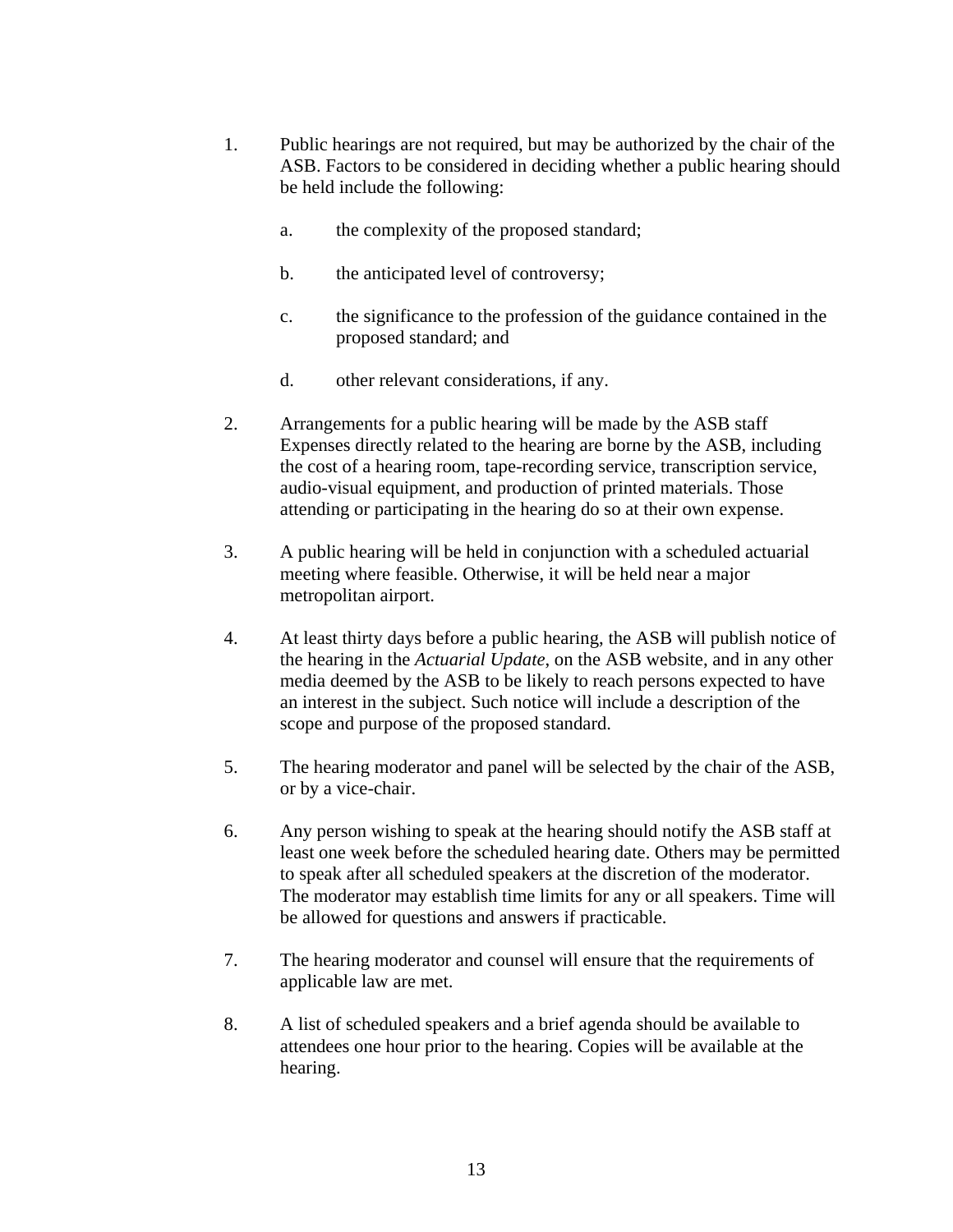1. Public hearings are not required, but may be authorized by the chair of the ASB. Factors to be considered in deciding whether a public hearing should be held include the following:

    a. the complexity of the proposed standard;

    b. the anticipated level of controversy;

    c. the significance to the profession of the guidance contained in the proposed standard; and

    d. other relevant considerations, if any.

2. Arrangements for a public hearing will be made by the ASB staff Expenses directly related to the hearing are borne by the ASB, including the cost of a hearing room, tape-recording service, transcription service, audio-visual equipment, and production of printed materials. Those attending or participating in the hearing do so at their own expense.

3. A public hearing will be held in conjunction with a scheduled actuarial meeting where feasible. Otherwise, it will be held near a major metropolitan airport.

4. At least thirty days before a public hearing, the ASB will publish notice of the hearing in the *Actuarial Update*, on the ASB website, and in any other media deemed by the ASB to be likely to reach persons expected to have an interest in the subject. Such notice will include a description of the scope and purpose of the proposed standard.

5. The hearing moderator and panel will be selected by the chair of the ASB, or by a vice-chair.

6. Any person wishing to speak at the hearing should notify the ASB staff at least one week before the scheduled hearing date. Others may be permitted to speak after all scheduled speakers at the discretion of the moderator. The moderator may establish time limits for any or all speakers. Time will be allowed for questions and answers if practicable.

7. The hearing moderator and counsel will ensure that the requirements of applicable law are met.

8. A list of scheduled speakers and a brief agenda should be available to attendees one hour prior to the hearing. Copies will be available at the hearing.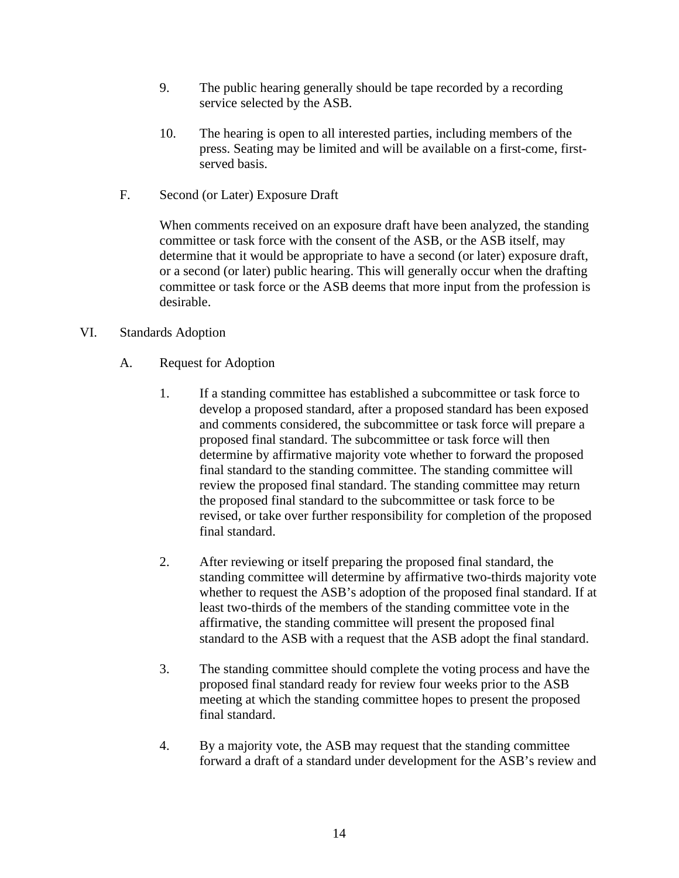9. The public hearing generally should be tape recorded by a recording service selected by the ASB.

10. The hearing is open to all interested parties, including members of the press. Seating may be limited and will be available on a first-come, first-served basis.

F. Second (or Later) Exposure Draft

When comments received on an exposure draft have been analyzed, the standing committee or task force with the consent of the ASB, or the ASB itself, may determine that it would be appropriate to have a second (or later) exposure draft, or a second (or later) public hearing. This will generally occur when the drafting committee or task force or the ASB deems that more input from the profession is desirable.

VI. Standards Adoption

A. Request for Adoption

1. If a standing committee has established a subcommittee or task force to develop a proposed standard, after a proposed standard has been exposed and comments considered, the subcommittee or task force will prepare a proposed final standard. The subcommittee or task force will then determine by affirmative majority vote whether to forward the proposed final standard to the standing committee. The standing committee will review the proposed final standard. The standing committee may return the proposed final standard to the subcommittee or task force to be revised, or take over further responsibility for completion of the proposed final standard.

2. After reviewing or itself preparing the proposed final standard, the standing committee will determine by affirmative two-thirds majority vote whether to request the ASB's adoption of the proposed final standard. If at least two-thirds of the members of the standing committee vote in the affirmative, the standing committee will present the proposed final standard to the ASB with a request that the ASB adopt the final standard.

3. The standing committee should complete the voting process and have the proposed final standard ready for review four weeks prior to the ASB meeting at which the standing committee hopes to present the proposed final standard.

4. By a majority vote, the ASB may request that the standing committee forward a draft of a standard under development for the ASB's review and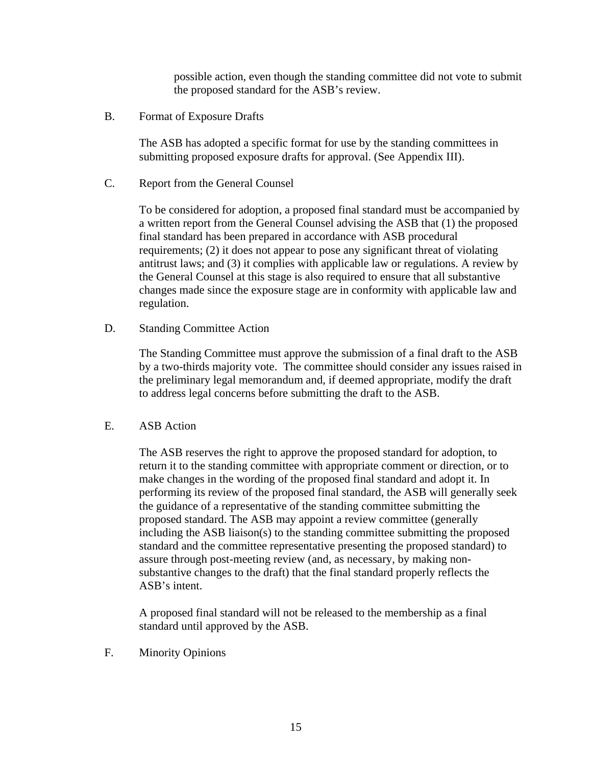possible action, even though the standing committee did not vote to submit the proposed standard for the ASB's review.

B. Format of Exposure Drafts

The ASB has adopted a specific format for use by the standing committees in submitting proposed exposure drafts for approval. (See Appendix III).

C. Report from the General Counsel

To be considered for adoption, a proposed final standard must be accompanied by a written report from the General Counsel advising the ASB that (1) the proposed final standard has been prepared in accordance with ASB procedural requirements; (2) it does not appear to pose any significant threat of violating antitrust laws; and (3) it complies with applicable law or regulations. A review by the General Counsel at this stage is also required to ensure that all substantive changes made since the exposure stage are in conformity with applicable law and regulation.

D. Standing Committee Action

The Standing Committee must approve the submission of a final draft to the ASB by a two-thirds majority vote. The committee should consider any issues raised in the preliminary legal memorandum and, if deemed appropriate, modify the draft to address legal concerns before submitting the draft to the ASB.

E. ASB Action

The ASB reserves the right to approve the proposed standard for adoption, to return it to the standing committee with appropriate comment or direction, or to make changes in the wording of the proposed final standard and adopt it. In performing its review of the proposed final standard, the ASB will generally seek the guidance of a representative of the standing committee submitting the proposed standard. The ASB may appoint a review committee (generally including the ASB liaison(s) to the standing committee submitting the proposed standard and the committee representative presenting the proposed standard) to assure through post-meeting review (and, as necessary, by making non-substantive changes to the draft) that the final standard properly reflects the ASB's intent.

A proposed final standard will not be released to the membership as a final standard until approved by the ASB.

F. Minority Opinions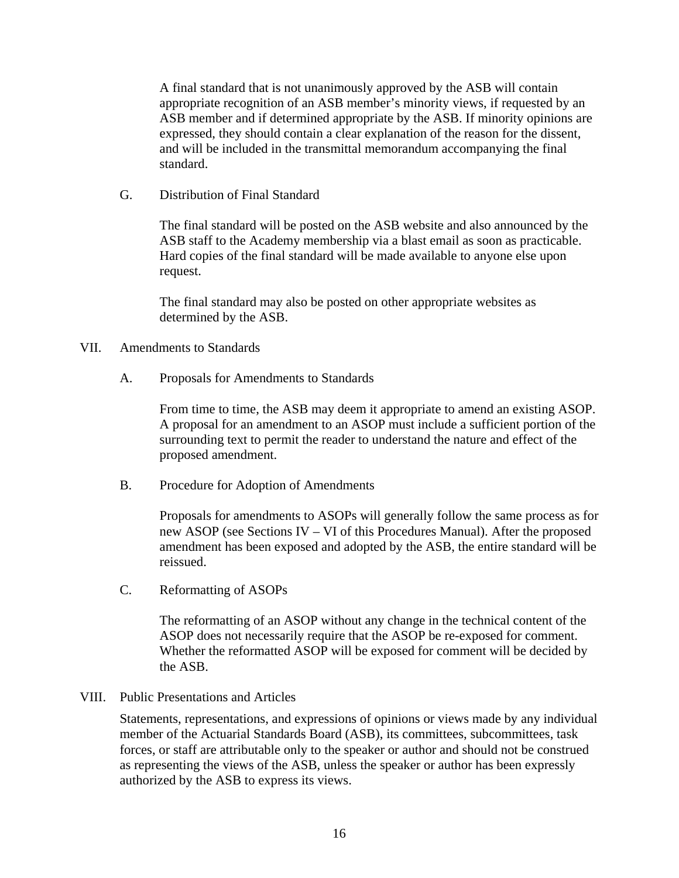A final standard that is not unanimously approved by the ASB will contain appropriate recognition of an ASB member's minority views, if requested by an ASB member and if determined appropriate by the ASB. If minority opinions are expressed, they should contain a clear explanation of the reason for the dissent, and will be included in the transmittal memorandum accompanying the final standard.

### G. Distribution of Final Standard

The final standard will be posted on the ASB website and also announced by the ASB staff to the Academy membership via a blast email as soon as practicable. Hard copies of the final standard will be made available to anyone else upon request.

The final standard may also be posted on other appropriate websites as determined by the ASB.

## VII. Amendments to Standards

### A. Proposals for Amendments to Standards

From time to time, the ASB may deem it appropriate to amend an existing ASOP. A proposal for an amendment to an ASOP must include a sufficient portion of the surrounding text to permit the reader to understand the nature and effect of the proposed amendment.

### B. Procedure for Adoption of Amendments

Proposals for amendments to ASOPs will generally follow the same process as for new ASOP (see Sections IV – VI of this Procedures Manual). After the proposed amendment has been exposed and adopted by the ASB, the entire standard will be reissued.

### C. Reformatting of ASOPs

The reformatting of an ASOP without any change in the technical content of the ASOP does not necessarily require that the ASOP be re-exposed for comment. Whether the reformatted ASOP will be exposed for comment will be decided by the ASB.

## VIII. Public Presentations and Articles

Statements, representations, and expressions of opinions or views made by any individual member of the Actuarial Standards Board (ASB), its committees, subcommittees, task forces, or staff are attributable only to the speaker or author and should not be construed as representing the views of the ASB, unless the speaker or author has been expressly authorized by the ASB to express its views.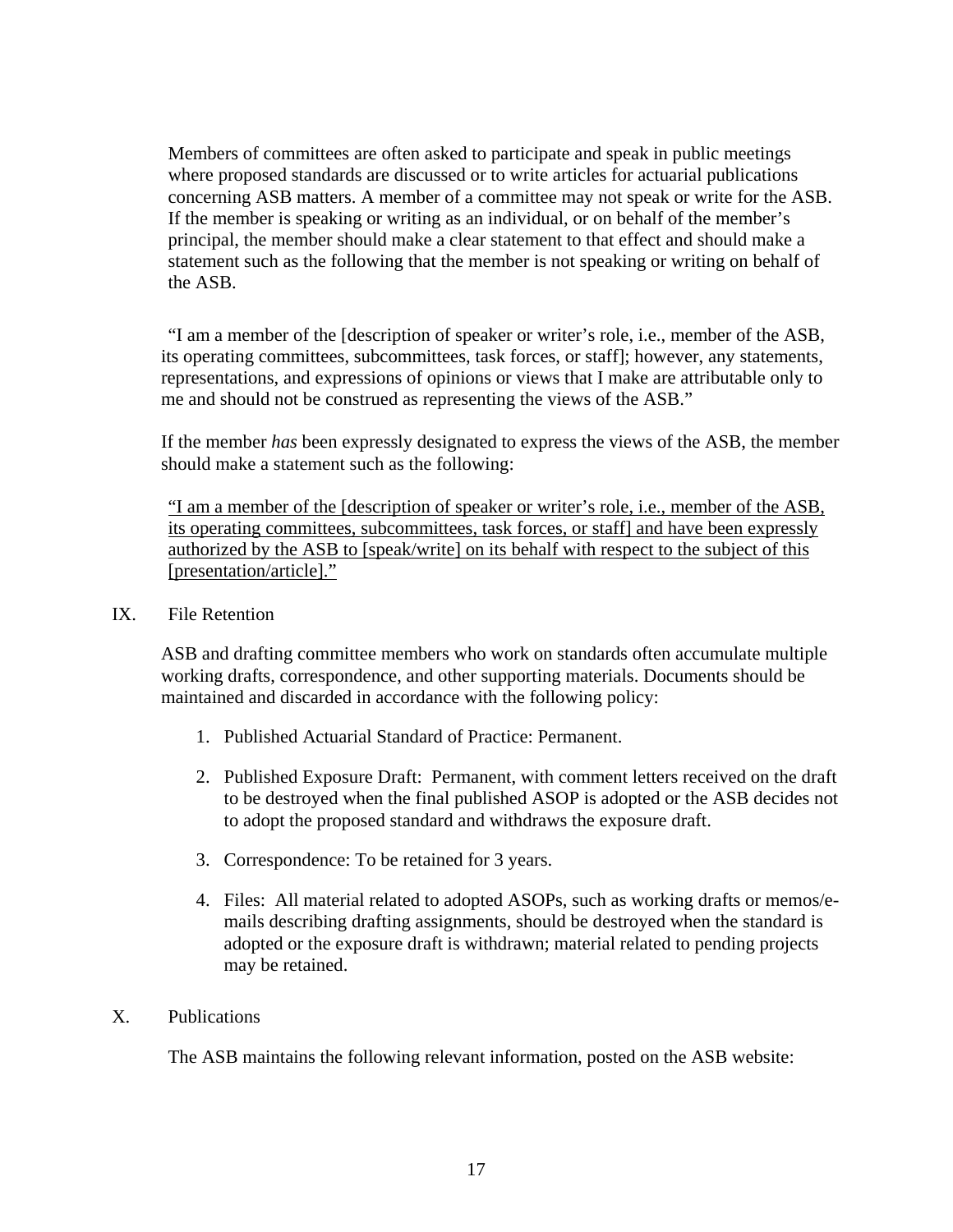Members of committees are often asked to participate and speak in public meetings where proposed standards are discussed or to write articles for actuarial publications concerning ASB matters. A member of a committee may not speak or write for the ASB. If the member is speaking or writing as an individual, or on behalf of the member's principal, the member should make a clear statement to that effect and should make a statement such as the following that the member is not speaking or writing on behalf of the ASB.

"I am a member of the [description of speaker or writer's role, i.e., member of the ASB, its operating committees, subcommittees, task forces, or staff]; however, any statements, representations, and expressions of opinions or views that I make are attributable only to me and should not be construed as representing the views of the ASB."

If the member *has* been expressly designated to express the views of the ASB, the member should make a statement such as the following:

<u>"I am a member of the [description of speaker or writer's role, i.e., member of the ASB, its operating committees, subcommittees, task forces, or staff] and have been expressly authorized by the ASB to [speak/write] on its behalf with respect to the subject of this [presentation/article]."</u>

## IX. File Retention

ASB and drafting committee members who work on standards often accumulate multiple working drafts, correspondence, and other supporting materials. Documents should be maintained and discarded in accordance with the following policy:

1. Published Actuarial Standard of Practice: Permanent.
2. Published Exposure Draft: Permanent, with comment letters received on the draft to be destroyed when the final published ASOP is adopted or the ASB decides not to adopt the proposed standard and withdraws the exposure draft.
3. Correspondence: To be retained for 3 years.
4. Files: All material related to adopted ASOPs, such as working drafts or memos/e-mails describing drafting assignments, should be destroyed when the standard is adopted or the exposure draft is withdrawn; material related to pending projects may be retained.

## X. Publications

The ASB maintains the following relevant information, posted on the ASB website: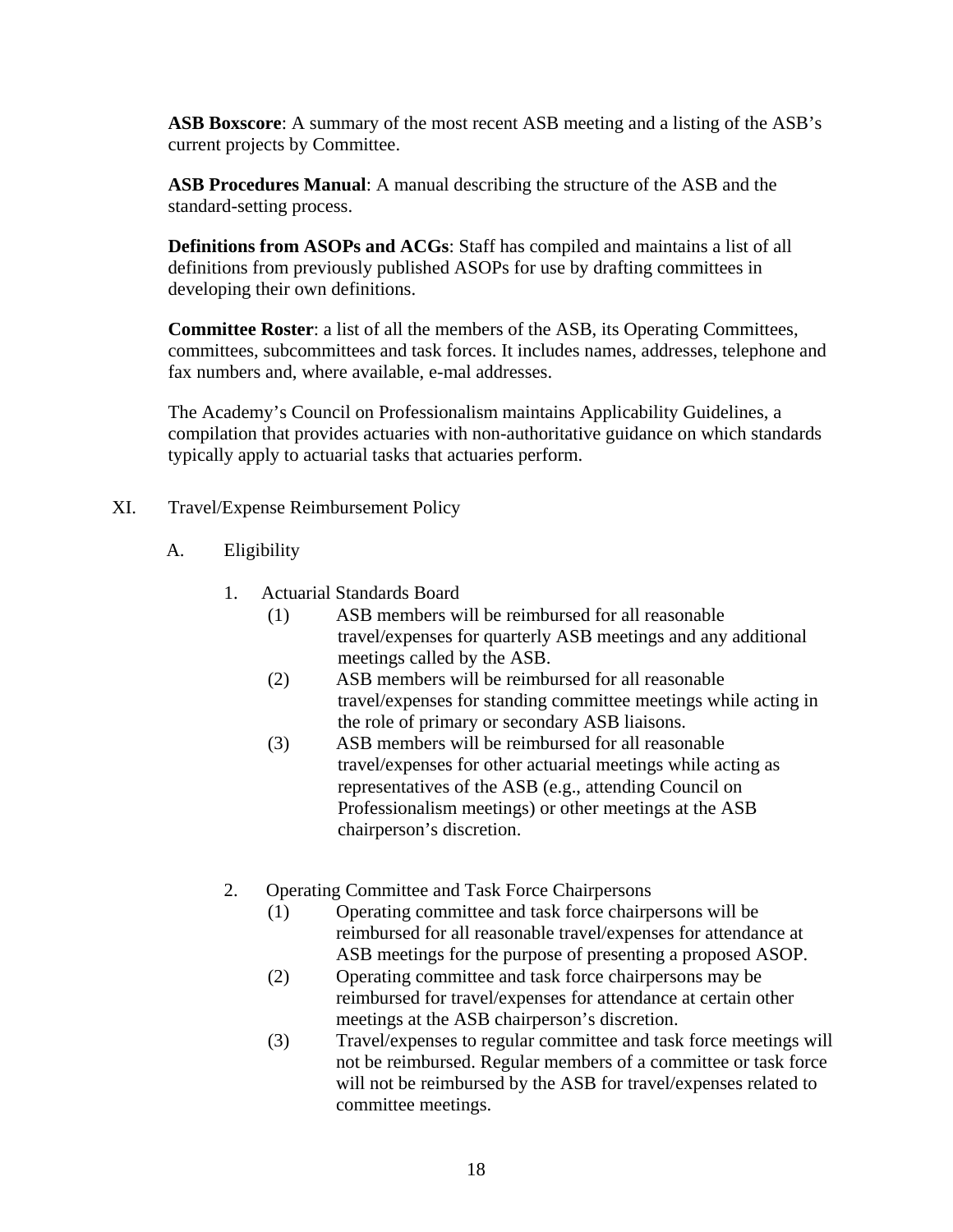**ASB Boxscore**: A summary of the most recent ASB meeting and a listing of the ASB's current projects by Committee.

**ASB Procedures Manual**: A manual describing the structure of the ASB and the standard-setting process.

**Definitions from ASOPs and ACGs**: Staff has compiled and maintains a list of all definitions from previously published ASOPs for use by drafting committees in developing their own definitions.

**Committee Roster**: a list of all the members of the ASB, its Operating Committees, committees, subcommittees and task forces. It includes names, addresses, telephone and fax numbers and, where available, e-mal addresses.

The Academy's Council on Professionalism maintains Applicability Guidelines, a compilation that provides actuaries with non-authoritative guidance on which standards typically apply to actuarial tasks that actuaries perform.

XI. Travel/Expense Reimbursement Policy

A. Eligibility

1. Actuarial Standards Board

(1) ASB members will be reimbursed for all reasonable travel/expenses for quarterly ASB meetings and any additional meetings called by the ASB.

(2) ASB members will be reimbursed for all reasonable travel/expenses for standing committee meetings while acting in the role of primary or secondary ASB liaisons.

(3) ASB members will be reimbursed for all reasonable travel/expenses for other actuarial meetings while acting as representatives of the ASB (e.g., attending Council on Professionalism meetings) or other meetings at the ASB chairperson's discretion.

2. Operating Committee and Task Force Chairpersons

(1) Operating committee and task force chairpersons will be reimbursed for all reasonable travel/expenses for attendance at ASB meetings for the purpose of presenting a proposed ASOP.

(2) Operating committee and task force chairpersons may be reimbursed for travel/expenses for attendance at certain other meetings at the ASB chairperson's discretion.

(3) Travel/expenses to regular committee and task force meetings will not be reimbursed. Regular members of a committee or task force will not be reimbursed by the ASB for travel/expenses related to committee meetings.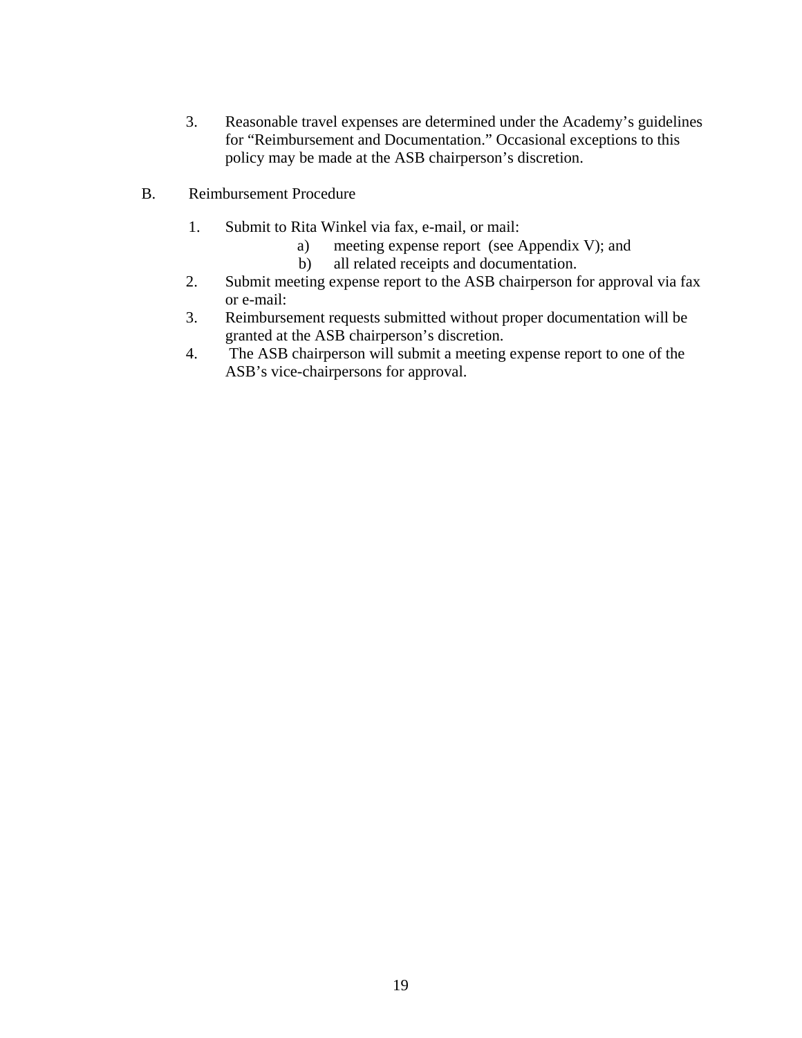3. Reasonable travel expenses are determined under the Academy's guidelines for "Reimbursement and Documentation." Occasional exceptions to this policy may be made at the ASB chairperson's discretion.

B. Reimbursement Procedure

1. Submit to Rita Winkel via fax, e-mail, or mail:
   a) meeting expense report (see Appendix V); and
   b) all related receipts and documentation.
2. Submit meeting expense report to the ASB chairperson for approval via fax or e-mail:
3. Reimbursement requests submitted without proper documentation will be granted at the ASB chairperson's discretion.
4. The ASB chairperson will submit a meeting expense report to one of the ASB's vice-chairpersons for approval.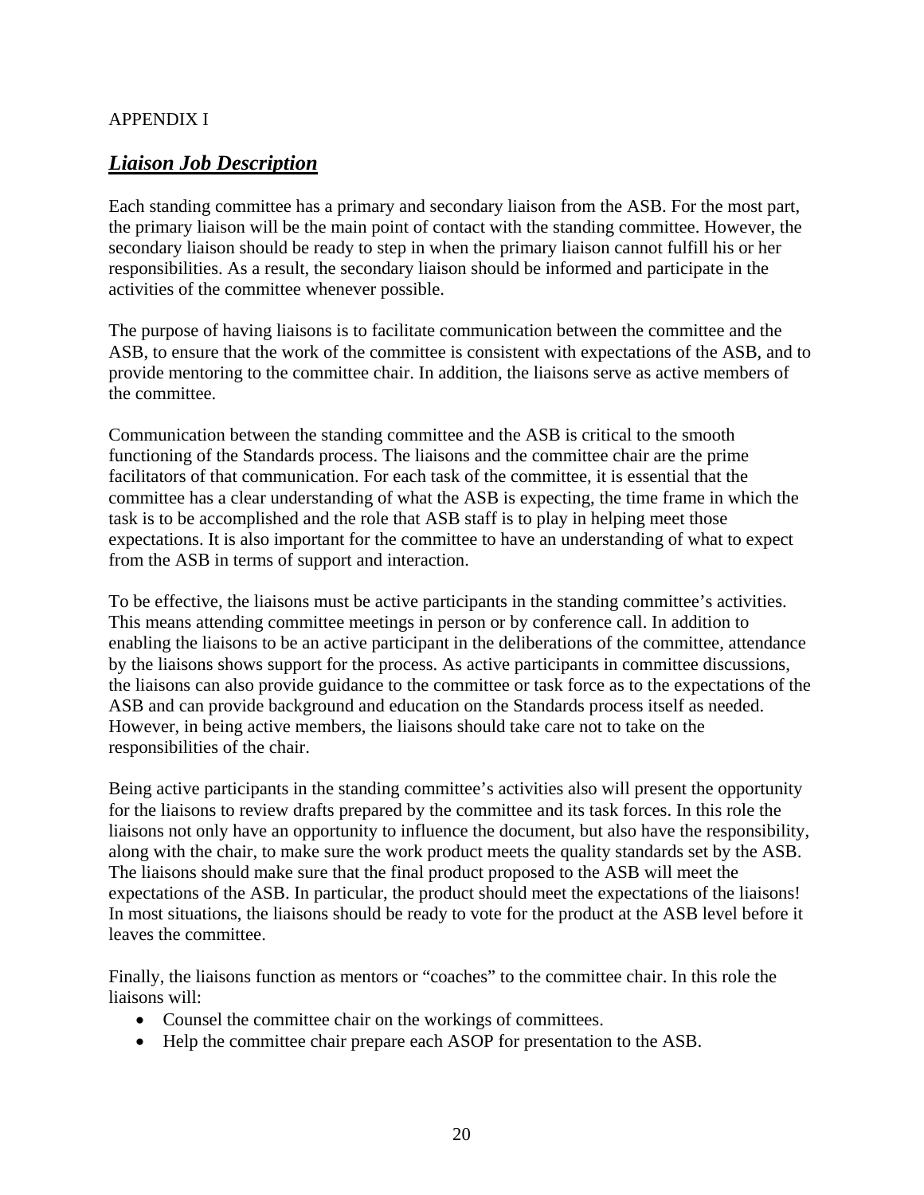APPENDIX I

## ***Liaison Job Description***

Each standing committee has a primary and secondary liaison from the ASB. For the most part, the primary liaison will be the main point of contact with the standing committee. However, the secondary liaison should be ready to step in when the primary liaison cannot fulfill his or her responsibilities. As a result, the secondary liaison should be informed and participate in the activities of the committee whenever possible.

The purpose of having liaisons is to facilitate communication between the committee and the ASB, to ensure that the work of the committee is consistent with expectations of the ASB, and to provide mentoring to the committee chair. In addition, the liaisons serve as active members of the committee.

Communication between the standing committee and the ASB is critical to the smooth functioning of the Standards process. The liaisons and the committee chair are the prime facilitators of that communication. For each task of the committee, it is essential that the committee has a clear understanding of what the ASB is expecting, the time frame in which the task is to be accomplished and the role that ASB staff is to play in helping meet those expectations. It is also important for the committee to have an understanding of what to expect from the ASB in terms of support and interaction.

To be effective, the liaisons must be active participants in the standing committee's activities. This means attending committee meetings in person or by conference call. In addition to enabling the liaisons to be an active participant in the deliberations of the committee, attendance by the liaisons shows support for the process. As active participants in committee discussions, the liaisons can also provide guidance to the committee or task force as to the expectations of the ASB and can provide background and education on the Standards process itself as needed. However, in being active members, the liaisons should take care not to take on the responsibilities of the chair.

Being active participants in the standing committee's activities also will present the opportunity for the liaisons to review drafts prepared by the committee and its task forces. In this role the liaisons not only have an opportunity to influence the document, but also have the responsibility, along with the chair, to make sure the work product meets the quality standards set by the ASB. The liaisons should make sure that the final product proposed to the ASB will meet the expectations of the ASB. In particular, the product should meet the expectations of the liaisons! In most situations, the liaisons should be ready to vote for the product at the ASB level before it leaves the committee.

Finally, the liaisons function as mentors or "coaches" to the committee chair. In this role the liaisons will:

- Counsel the committee chair on the workings of committees.
- Help the committee chair prepare each ASOP for presentation to the ASB.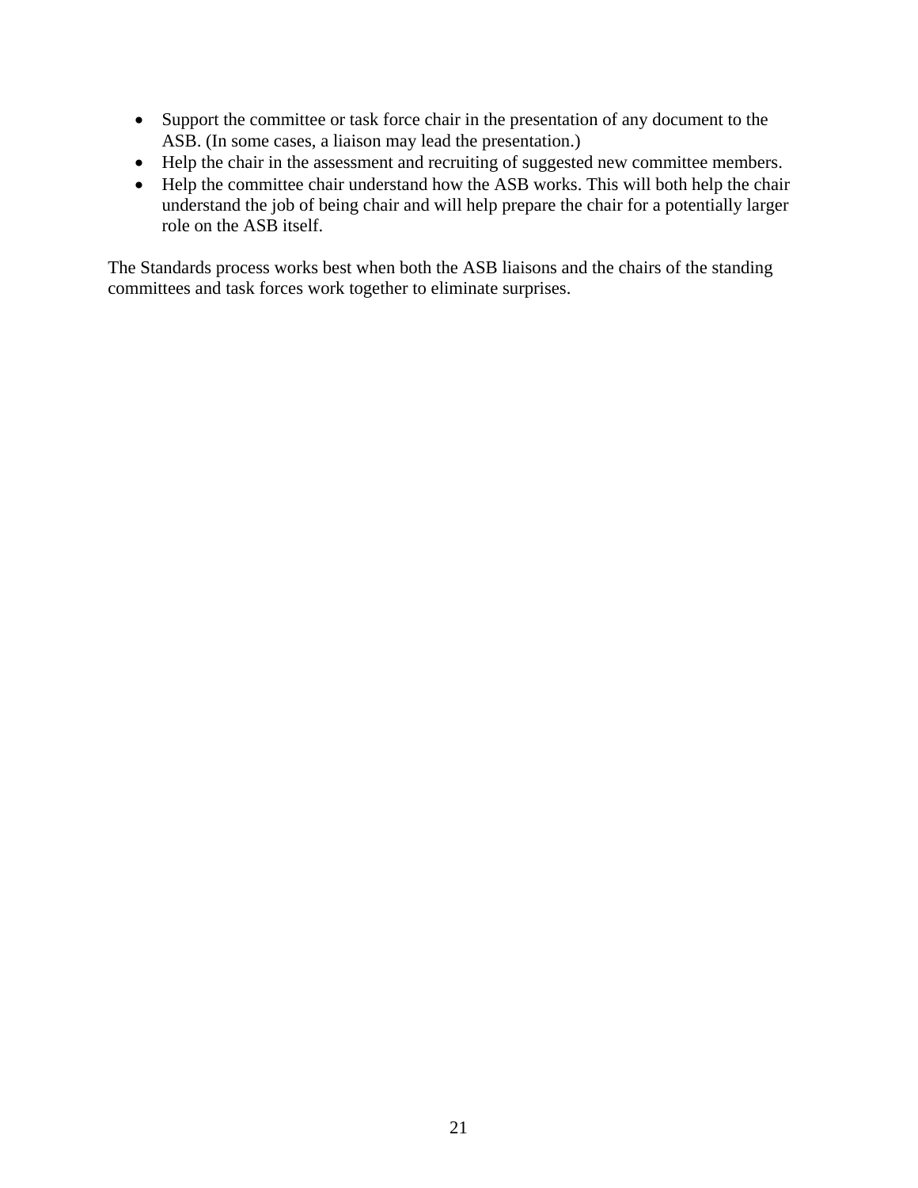- Support the committee or task force chair in the presentation of any document to the ASB. (In some cases, a liaison may lead the presentation.)
- Help the chair in the assessment and recruiting of suggested new committee members.
- Help the committee chair understand how the ASB works. This will both help the chair understand the job of being chair and will help prepare the chair for a potentially larger role on the ASB itself.

The Standards process works best when both the ASB liaisons and the chairs of the standing committees and task forces work together to eliminate surprises.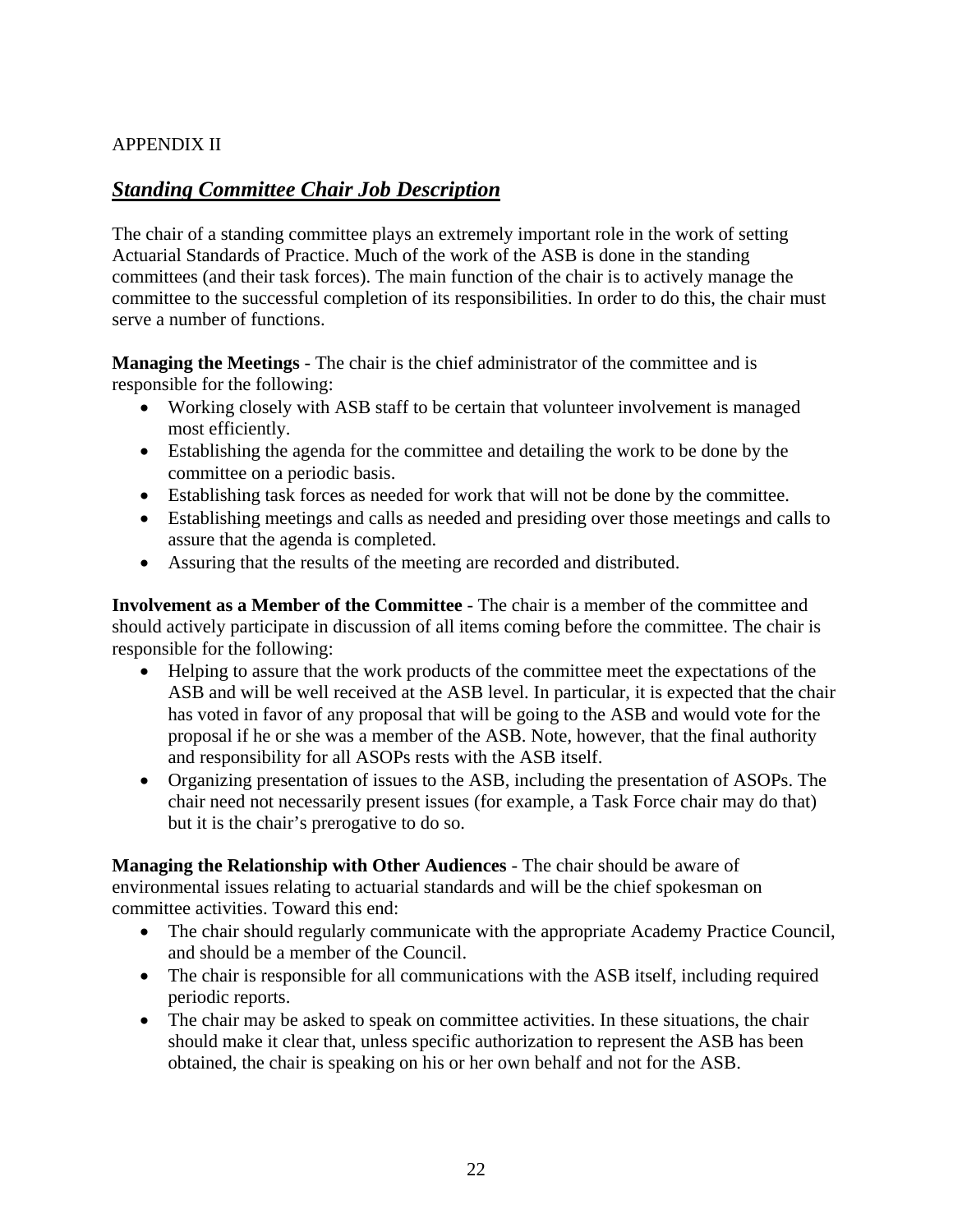APPENDIX II

## ***Standing Committee Chair Job Description***

The chair of a standing committee plays an extremely important role in the work of setting Actuarial Standards of Practice. Much of the work of the ASB is done in the standing committees (and their task forces). The main function of the chair is to actively manage the committee to the successful completion of its responsibilities. In order to do this, the chair must serve a number of functions.

**Managing the Meetings** - The chair is the chief administrator of the committee and is responsible for the following:

- Working closely with ASB staff to be certain that volunteer involvement is managed most efficiently.
- Establishing the agenda for the committee and detailing the work to be done by the committee on a periodic basis.
- Establishing task forces as needed for work that will not be done by the committee.
- Establishing meetings and calls as needed and presiding over those meetings and calls to assure that the agenda is completed.
- Assuring that the results of the meeting are recorded and distributed.

**Involvement as a Member of the Committee** - The chair is a member of the committee and should actively participate in discussion of all items coming before the committee. The chair is responsible for the following:

- Helping to assure that the work products of the committee meet the expectations of the ASB and will be well received at the ASB level. In particular, it is expected that the chair has voted in favor of any proposal that will be going to the ASB and would vote for the proposal if he or she was a member of the ASB. Note, however, that the final authority and responsibility for all ASOPs rests with the ASB itself.
- Organizing presentation of issues to the ASB, including the presentation of ASOPs. The chair need not necessarily present issues (for example, a Task Force chair may do that) but it is the chair's prerogative to do so.

**Managing the Relationship with Other Audiences** - The chair should be aware of environmental issues relating to actuarial standards and will be the chief spokesman on committee activities. Toward this end:

- The chair should regularly communicate with the appropriate Academy Practice Council, and should be a member of the Council.
- The chair is responsible for all communications with the ASB itself, including required periodic reports.
- The chair may be asked to speak on committee activities. In these situations, the chair should make it clear that, unless specific authorization to represent the ASB has been obtained, the chair is speaking on his or her own behalf and not for the ASB.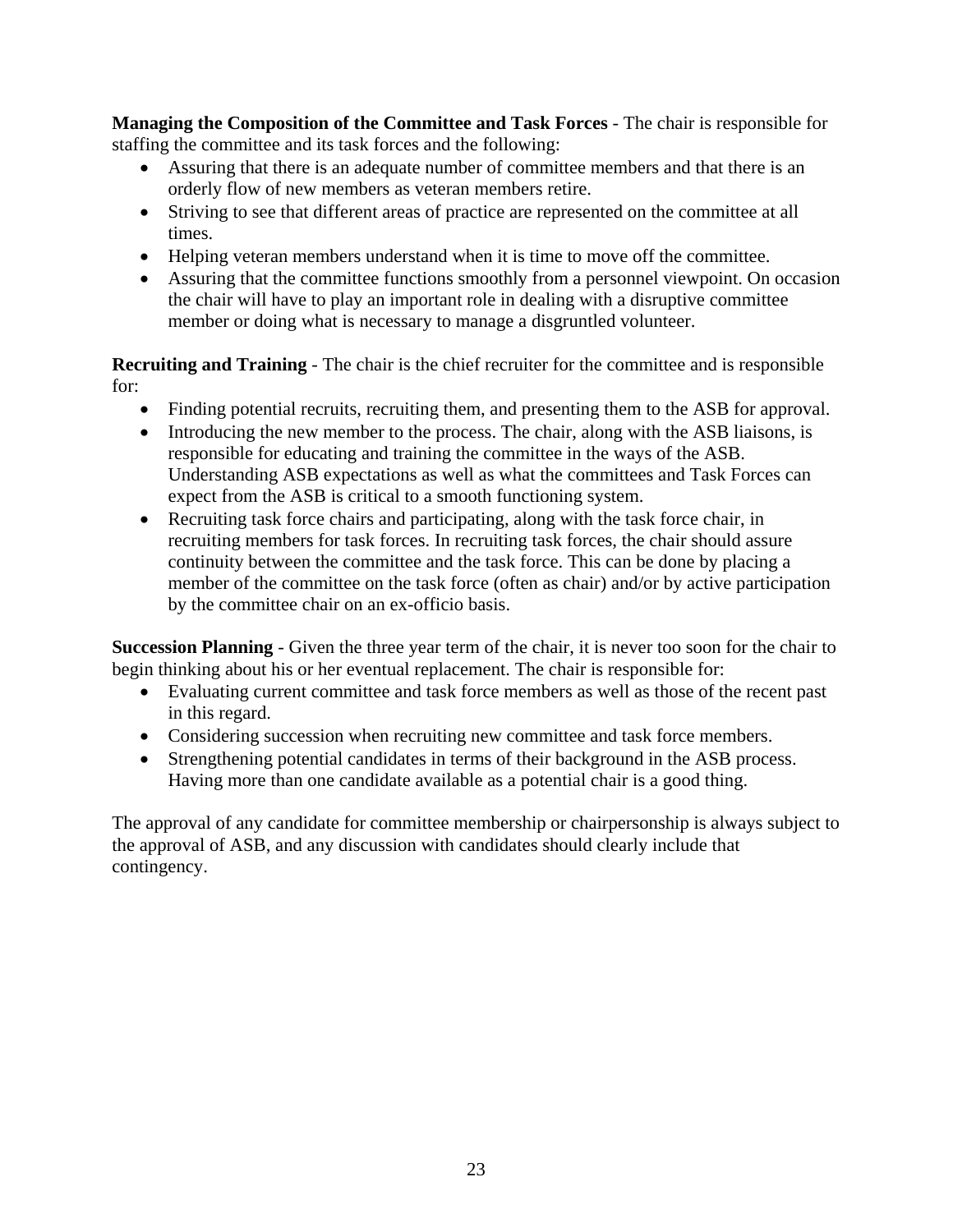**Managing the Composition of the Committee and Task Forces** - The chair is responsible for staffing the committee and its task forces and the following:

- Assuring that there is an adequate number of committee members and that there is an orderly flow of new members as veteran members retire.
- Striving to see that different areas of practice are represented on the committee at all times.
- Helping veteran members understand when it is time to move off the committee.
- Assuring that the committee functions smoothly from a personnel viewpoint. On occasion the chair will have to play an important role in dealing with a disruptive committee member or doing what is necessary to manage a disgruntled volunteer.

**Recruiting and Training** - The chair is the chief recruiter for the committee and is responsible for:

- Finding potential recruits, recruiting them, and presenting them to the ASB for approval.
- Introducing the new member to the process. The chair, along with the ASB liaisons, is responsible for educating and training the committee in the ways of the ASB. Understanding ASB expectations as well as what the committees and Task Forces can expect from the ASB is critical to a smooth functioning system.
- Recruiting task force chairs and participating, along with the task force chair, in recruiting members for task forces. In recruiting task forces, the chair should assure continuity between the committee and the task force. This can be done by placing a member of the committee on the task force (often as chair) and/or by active participation by the committee chair on an ex-officio basis.

**Succession Planning** - Given the three year term of the chair, it is never too soon for the chair to begin thinking about his or her eventual replacement. The chair is responsible for:

- Evaluating current committee and task force members as well as those of the recent past in this regard.
- Considering succession when recruiting new committee and task force members.
- Strengthening potential candidates in terms of their background in the ASB process. Having more than one candidate available as a potential chair is a good thing.

The approval of any candidate for committee membership or chairpersonship is always subject to the approval of ASB, and any discussion with candidates should clearly include that contingency.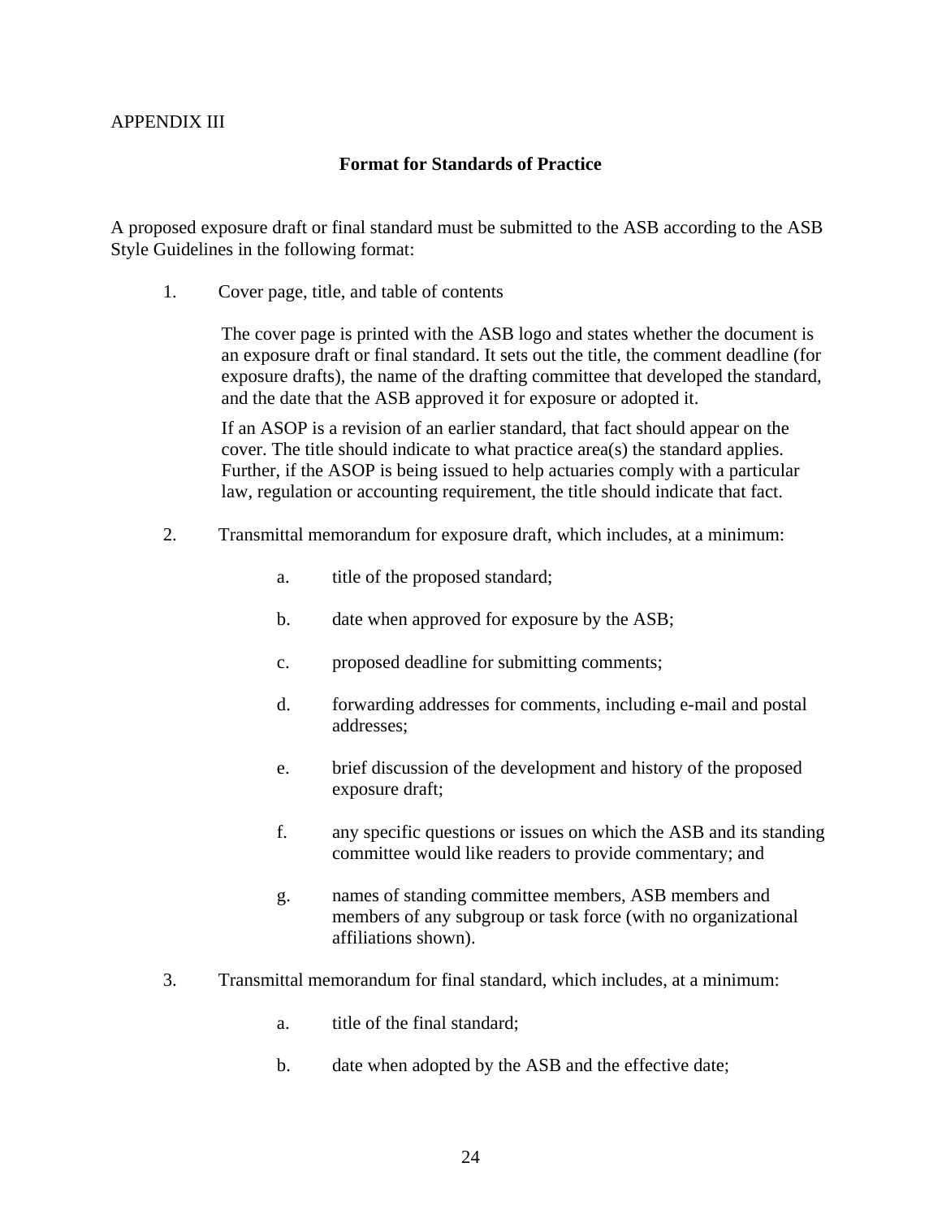APPENDIX III

## Format for Standards of Practice

A proposed exposure draft or final standard must be submitted to the ASB according to the ASB Style Guidelines in the following format:

1. Cover page, title, and table of contents

   The cover page is printed with the ASB logo and states whether the document is an exposure draft or final standard. It sets out the title, the comment deadline (for exposure drafts), the name of the drafting committee that developed the standard, and the date that the ASB approved it for exposure or adopted it.

   If an ASOP is a revision of an earlier standard, that fact should appear on the cover. The title should indicate to what practice area(s) the standard applies. Further, if the ASOP is being issued to help actuaries comply with a particular law, regulation or accounting requirement, the title should indicate that fact.

2. Transmittal memorandum for exposure draft, which includes, at a minimum:

   a. title of the proposed standard;

   b. date when approved for exposure by the ASB;

   c. proposed deadline for submitting comments;

   d. forwarding addresses for comments, including e-mail and postal addresses;

   e. brief discussion of the development and history of the proposed exposure draft;

   f. any specific questions or issues on which the ASB and its standing committee would like readers to provide commentary; and

   g. names of standing committee members, ASB members and members of any subgroup or task force (with no organizational affiliations shown).

3. Transmittal memorandum for final standard, which includes, at a minimum:

   a. title of the final standard;

   b. date when adopted by the ASB and the effective date;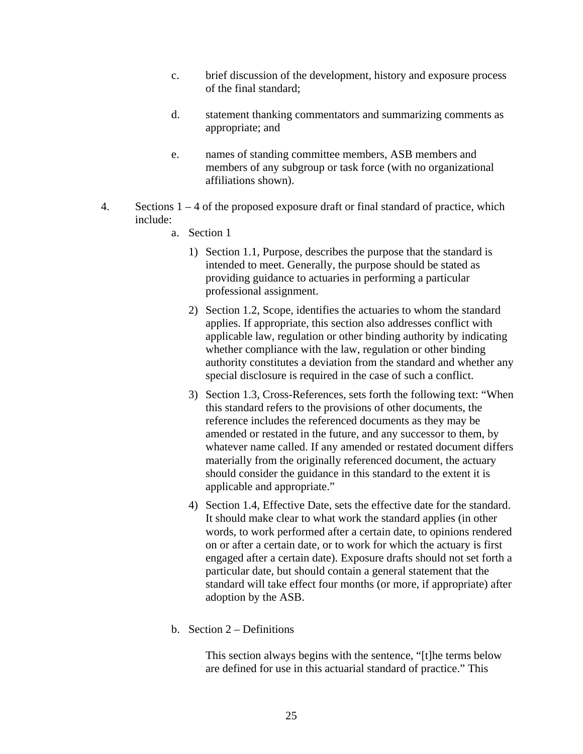c. brief discussion of the development, history and exposure process of the final standard;

d. statement thanking commentators and summarizing comments as appropriate; and

e. names of standing committee members, ASB members and members of any subgroup or task force (with no organizational affiliations shown).

4. Sections 1 – 4 of the proposed exposure draft or final standard of practice, which include:

   a. Section 1

      1) Section 1.1, Purpose, describes the purpose that the standard is intended to meet. Generally, the purpose should be stated as providing guidance to actuaries in performing a particular professional assignment.

      2) Section 1.2, Scope, identifies the actuaries to whom the standard applies. If appropriate, this section also addresses conflict with applicable law, regulation or other binding authority by indicating whether compliance with the law, regulation or other binding authority constitutes a deviation from the standard and whether any special disclosure is required in the case of such a conflict.

      3) Section 1.3, Cross-References, sets forth the following text: "When this standard refers to the provisions of other documents, the reference includes the referenced documents as they may be amended or restated in the future, and any successor to them, by whatever name called. If any amended or restated document differs materially from the originally referenced document, the actuary should consider the guidance in this standard to the extent it is applicable and appropriate."

      4) Section 1.4, Effective Date, sets the effective date for the standard. It should make clear to what work the standard applies (in other words, to work performed after a certain date, to opinions rendered on or after a certain date, or to work for which the actuary is first engaged after a certain date). Exposure drafts should not set forth a particular date, but should contain a general statement that the standard will take effect four months (or more, if appropriate) after adoption by the ASB.

   b. Section 2 – Definitions

      This section always begins with the sentence, "[t]he terms below are defined for use in this actuarial standard of practice." This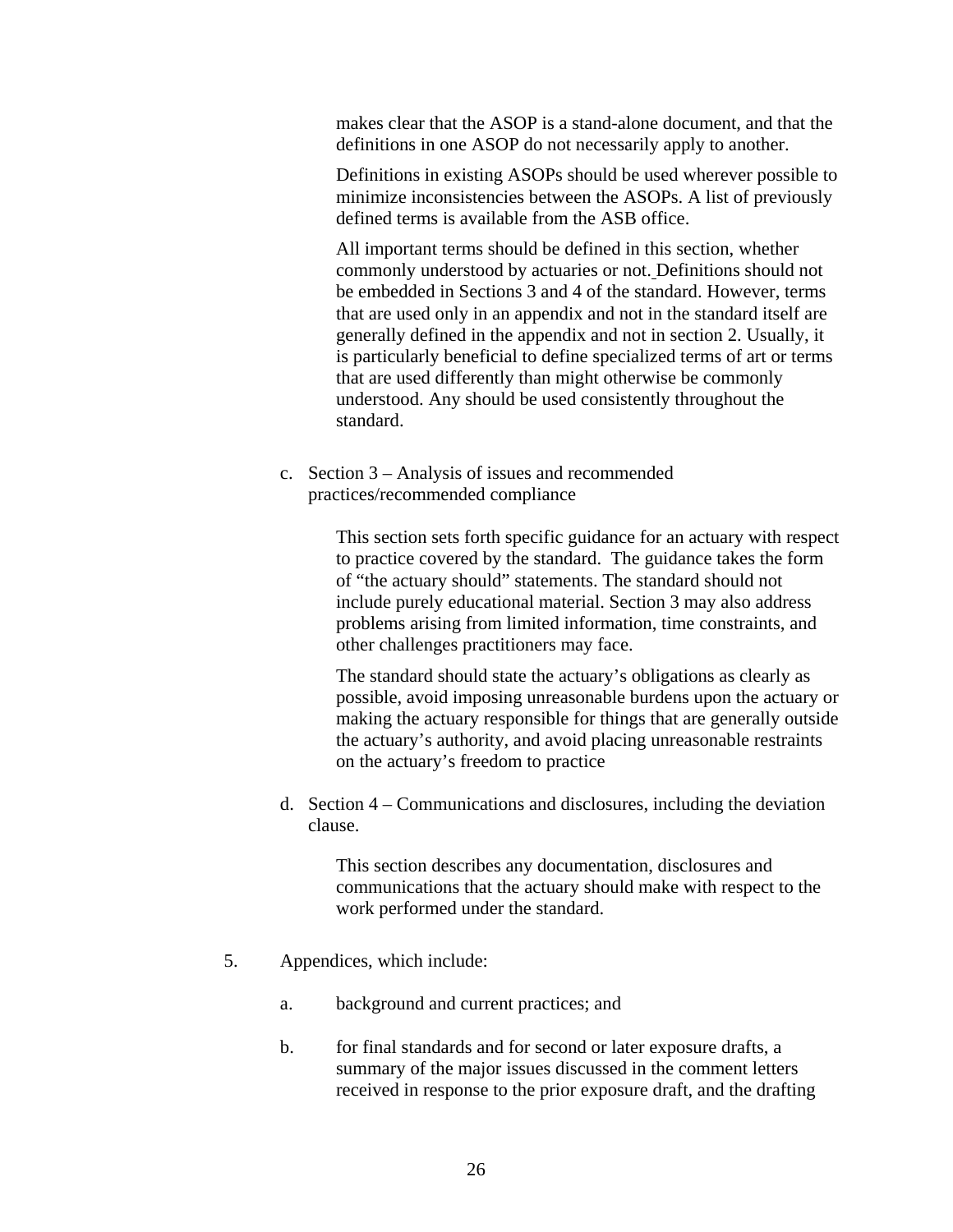makes clear that the ASOP is a stand-alone document, and that the definitions in one ASOP do not necessarily apply to another.

Definitions in existing ASOPs should be used wherever possible to minimize inconsistencies between the ASOPs. A list of previously defined terms is available from the ASB office.

All important terms should be defined in this section, whether commonly understood by actuaries or not. Definitions should not be embedded in Sections 3 and 4 of the standard. However, terms that are used only in an appendix and not in the standard itself are generally defined in the appendix and not in section 2. Usually, it is particularly beneficial to define specialized terms of art or terms that are used differently than might otherwise be commonly understood. Any should be used consistently throughout the standard.

c. Section 3 – Analysis of issues and recommended practices/recommended compliance

   This section sets forth specific guidance for an actuary with respect to practice covered by the standard. The guidance takes the form of "the actuary should" statements. The standard should not include purely educational material. Section 3 may also address problems arising from limited information, time constraints, and other challenges practitioners may face.

   The standard should state the actuary's obligations as clearly as possible, avoid imposing unreasonable burdens upon the actuary or making the actuary responsible for things that are generally outside the actuary's authority, and avoid placing unreasonable restraints on the actuary's freedom to practice

d. Section 4 – Communications and disclosures, including the deviation clause.

   This section describes any documentation, disclosures and communications that the actuary should make with respect to the work performed under the standard.

5. Appendices, which include:

   a. background and current practices; and

   b. for final standards and for second or later exposure drafts, a summary of the major issues discussed in the comment letters received in response to the prior exposure draft, and the drafting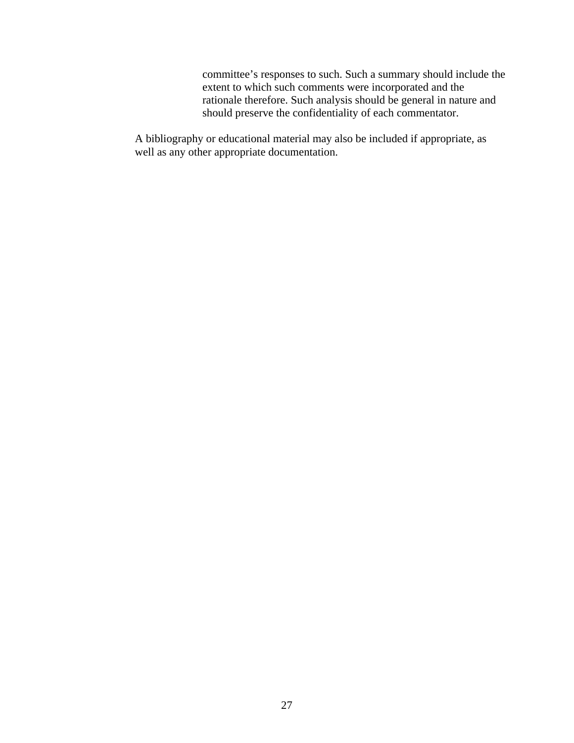committee's responses to such. Such a summary should include the extent to which such comments were incorporated and the rationale therefore. Such analysis should be general in nature and should preserve the confidentiality of each commentator.

A bibliography or educational material may also be included if appropriate, as well as any other appropriate documentation.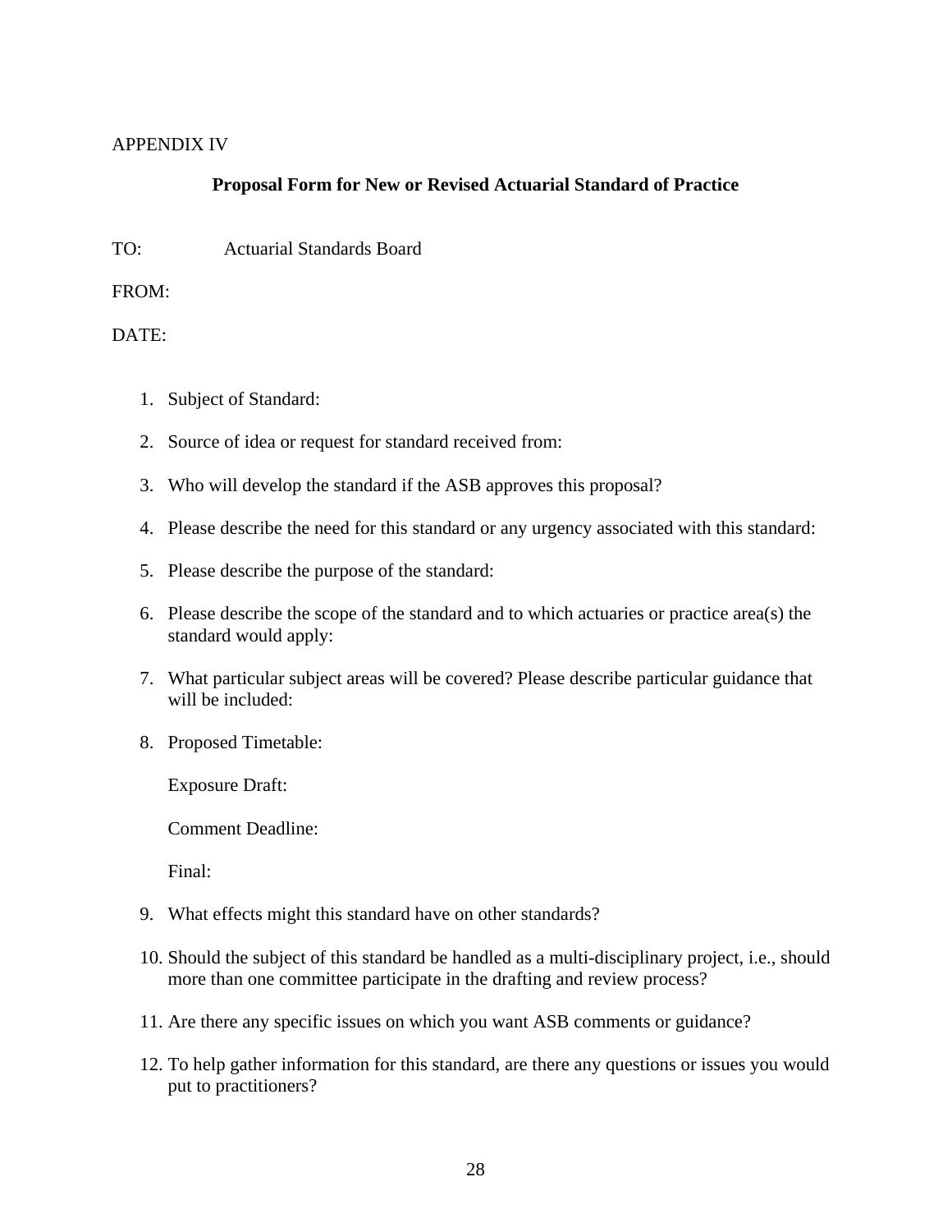APPENDIX IV

## Proposal Form for New or Revised Actuarial Standard of Practice

TO: Actuarial Standards Board

FROM:

DATE:

1. Subject of Standard:

2. Source of idea or request for standard received from:

3. Who will develop the standard if the ASB approves this proposal?

4. Please describe the need for this standard or any urgency associated with this standard:

5. Please describe the purpose of the standard:

6. Please describe the scope of the standard and to which actuaries or practice area(s) the standard would apply:

7. What particular subject areas will be covered? Please describe particular guidance that will be included:

8. Proposed Timetable:

   Exposure Draft:

   Comment Deadline:

   Final:

9. What effects might this standard have on other standards?

10. Should the subject of this standard be handled as a multi-disciplinary project, i.e., should more than one committee participate in the drafting and review process?

11. Are there any specific issues on which you want ASB comments or guidance?

12. To help gather information for this standard, are there any questions or issues you would put to practitioners?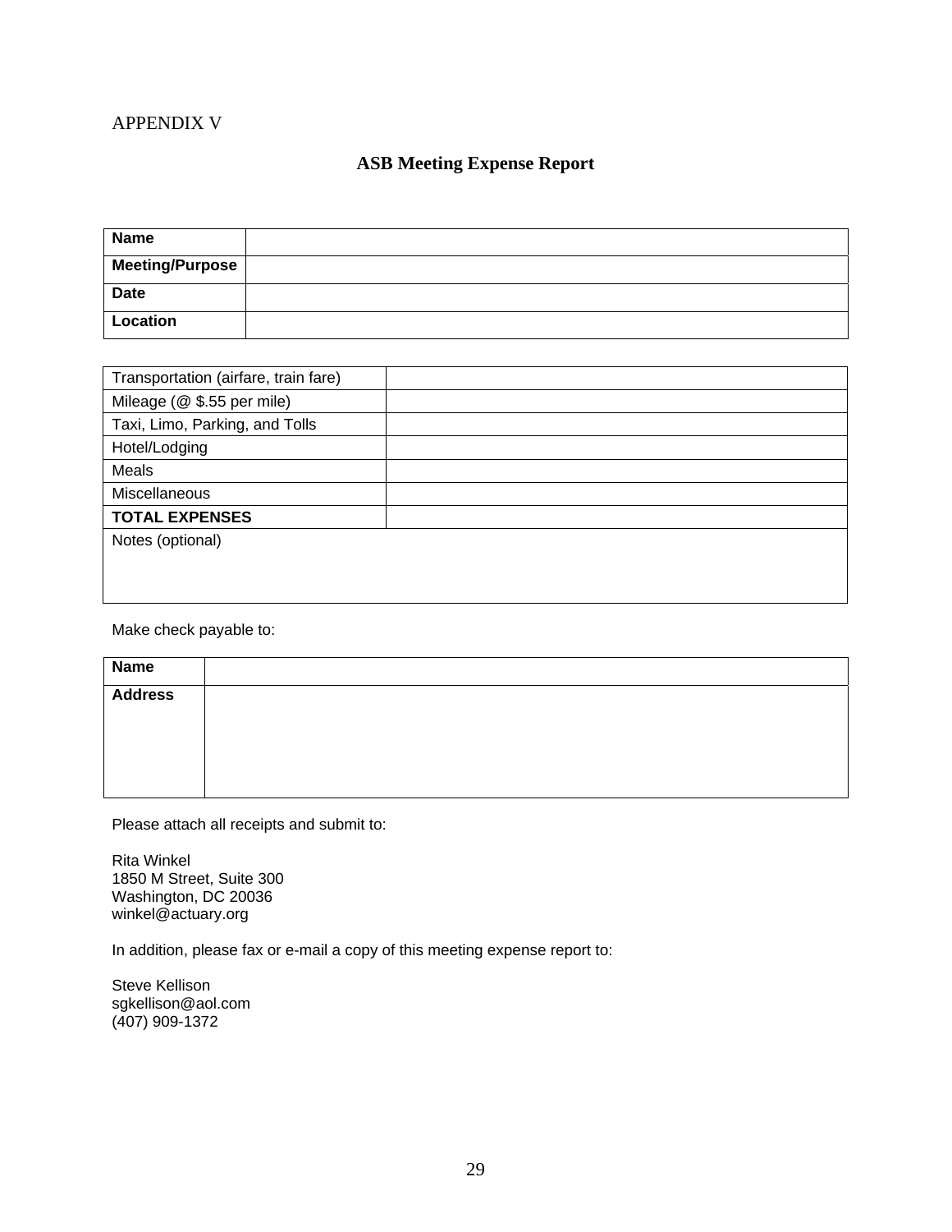APPENDIX V

## ASB Meeting Expense Report

| | |
|---|---|
| **Name** | |
| **Meeting/Purpose** | |
| **Date** | |
| **Location** | |

| | |
|---|---|
| Transportation (airfare, train fare) | |
| Mileage (@ $.55 per mile) | |
| Taxi, Limo, Parking, and Tolls | |
| Hotel/Lodging | |
| Meals | |
| Miscellaneous | |
| **TOTAL EXPENSES** | |
| Notes (optional) | |

Make check payable to:

| | |
|---|---|
| **Name** | |
| **Address** | |

Please attach all receipts and submit to:

Rita Winkel
1850 M Street, Suite 300
Washington, DC 20036
winkel@actuary.org

In addition, please fax or e-mail a copy of this meeting expense report to:

Steve Kellison
sgkellison@aol.com
(407) 909-1372